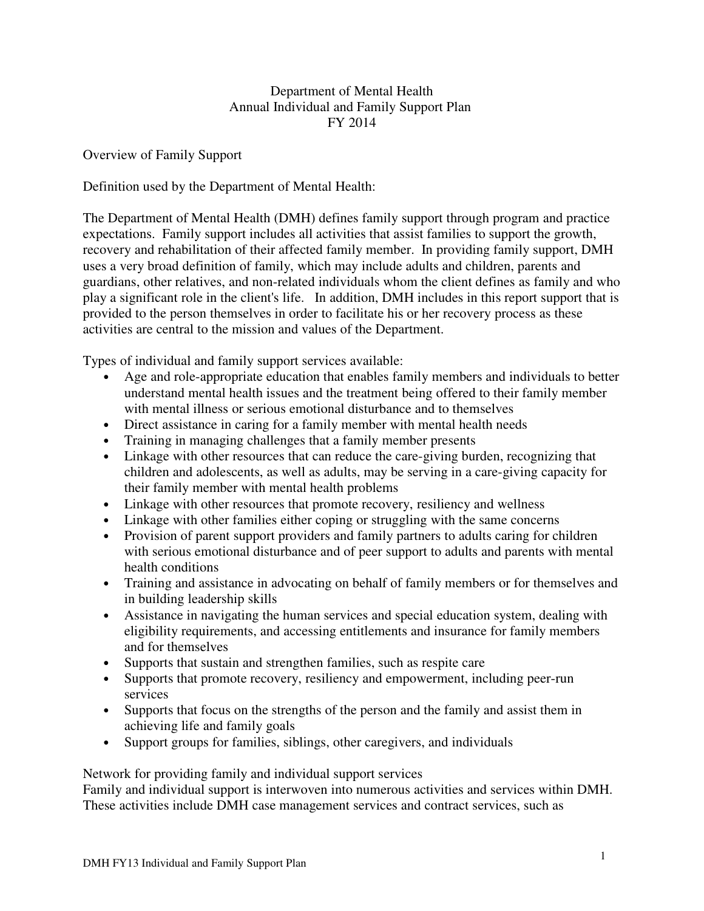# Department of Mental Health
## Annual Individual and Family Support Plan
## FY 2014

Overview of Family Support

Definition used by the Department of Mental Health:

The Department of Mental Health (DMH) defines family support through program and practice expectations. Family support includes all activities that assist families to support the growth, recovery and rehabilitation of their affected family member. In providing family support, DMH uses a very broad definition of family, which may include adults and children, parents and guardians, other relatives, and non-related individuals whom the client defines as family and who play a significant role in the client's life. In addition, DMH includes in this report support that is provided to the person themselves in order to facilitate his or her recovery process as these activities are central to the mission and values of the Department.

Types of individual and family support services available:

- Age and role-appropriate education that enables family members and individuals to better understand mental health issues and the treatment being offered to their family member with mental illness or serious emotional disturbance and to themselves
- Direct assistance in caring for a family member with mental health needs
- Training in managing challenges that a family member presents
- Linkage with other resources that can reduce the care-giving burden, recognizing that children and adolescents, as well as adults, may be serving in a care-giving capacity for their family member with mental health problems
- Linkage with other resources that promote recovery, resiliency and wellness
- Linkage with other families either coping or struggling with the same concerns
- Provision of parent support providers and family partners to adults caring for children with serious emotional disturbance and of peer support to adults and parents with mental health conditions
- Training and assistance in advocating on behalf of family members or for themselves and in building leadership skills
- Assistance in navigating the human services and special education system, dealing with eligibility requirements, and accessing entitlements and insurance for family members and for themselves
- Supports that sustain and strengthen families, such as respite care
- Supports that promote recovery, resiliency and empowerment, including peer-run services
- Supports that focus on the strengths of the person and the family and assist them in achieving life and family goals
- Support groups for families, siblings, other caregivers, and individuals

Network for providing family and individual support services

Family and individual support is interwoven into numerous activities and services within DMH. These activities include DMH case management services and contract services, such as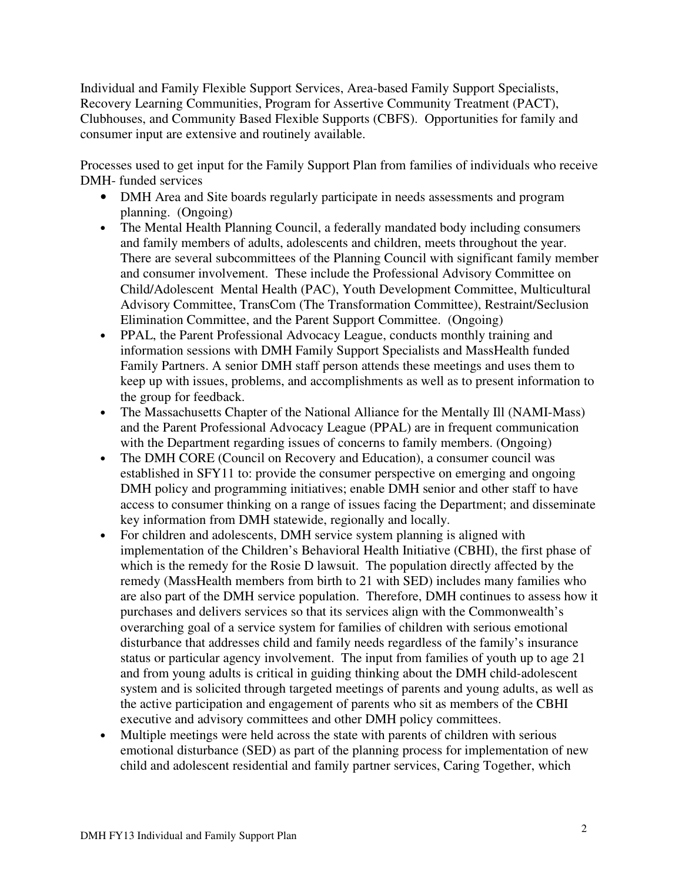Individual and Family Flexible Support Services, Area-based Family Support Specialists, Recovery Learning Communities, Program for Assertive Community Treatment (PACT), Clubhouses, and Community Based Flexible Supports (CBFS). Opportunities for family and consumer input are extensive and routinely available.

Processes used to get input for the Family Support Plan from families of individuals who receive DMH- funded services

- DMH Area and Site boards regularly participate in needs assessments and program planning. (Ongoing)
- The Mental Health Planning Council, a federally mandated body including consumers and family members of adults, adolescents and children, meets throughout the year. There are several subcommittees of the Planning Council with significant family member and consumer involvement. These include the Professional Advisory Committee on Child/Adolescent Mental Health (PAC), Youth Development Committee, Multicultural Advisory Committee, TransCom (The Transformation Committee), Restraint/Seclusion Elimination Committee, and the Parent Support Committee. (Ongoing)
- PPAL, the Parent Professional Advocacy League, conducts monthly training and information sessions with DMH Family Support Specialists and MassHealth funded Family Partners. A senior DMH staff person attends these meetings and uses them to keep up with issues, problems, and accomplishments as well as to present information to the group for feedback.
- The Massachusetts Chapter of the National Alliance for the Mentally Ill (NAMI-Mass) and the Parent Professional Advocacy League (PPAL) are in frequent communication with the Department regarding issues of concerns to family members. (Ongoing)
- The DMH CORE (Council on Recovery and Education), a consumer council was established in SFY11 to: provide the consumer perspective on emerging and ongoing DMH policy and programming initiatives; enable DMH senior and other staff to have access to consumer thinking on a range of issues facing the Department; and disseminate key information from DMH statewide, regionally and locally.
- For children and adolescents, DMH service system planning is aligned with implementation of the Children's Behavioral Health Initiative (CBHI), the first phase of which is the remedy for the Rosie D lawsuit. The population directly affected by the remedy (MassHealth members from birth to 21 with SED) includes many families who are also part of the DMH service population. Therefore, DMH continues to assess how it purchases and delivers services so that its services align with the Commonwealth's overarching goal of a service system for families of children with serious emotional disturbance that addresses child and family needs regardless of the family's insurance status or particular agency involvement. The input from families of youth up to age 21 and from young adults is critical in guiding thinking about the DMH child-adolescent system and is solicited through targeted meetings of parents and young adults, as well as the active participation and engagement of parents who sit as members of the CBHI executive and advisory committees and other DMH policy committees.
- Multiple meetings were held across the state with parents of children with serious emotional disturbance (SED) as part of the planning process for implementation of new child and adolescent residential and family partner services, Caring Together, which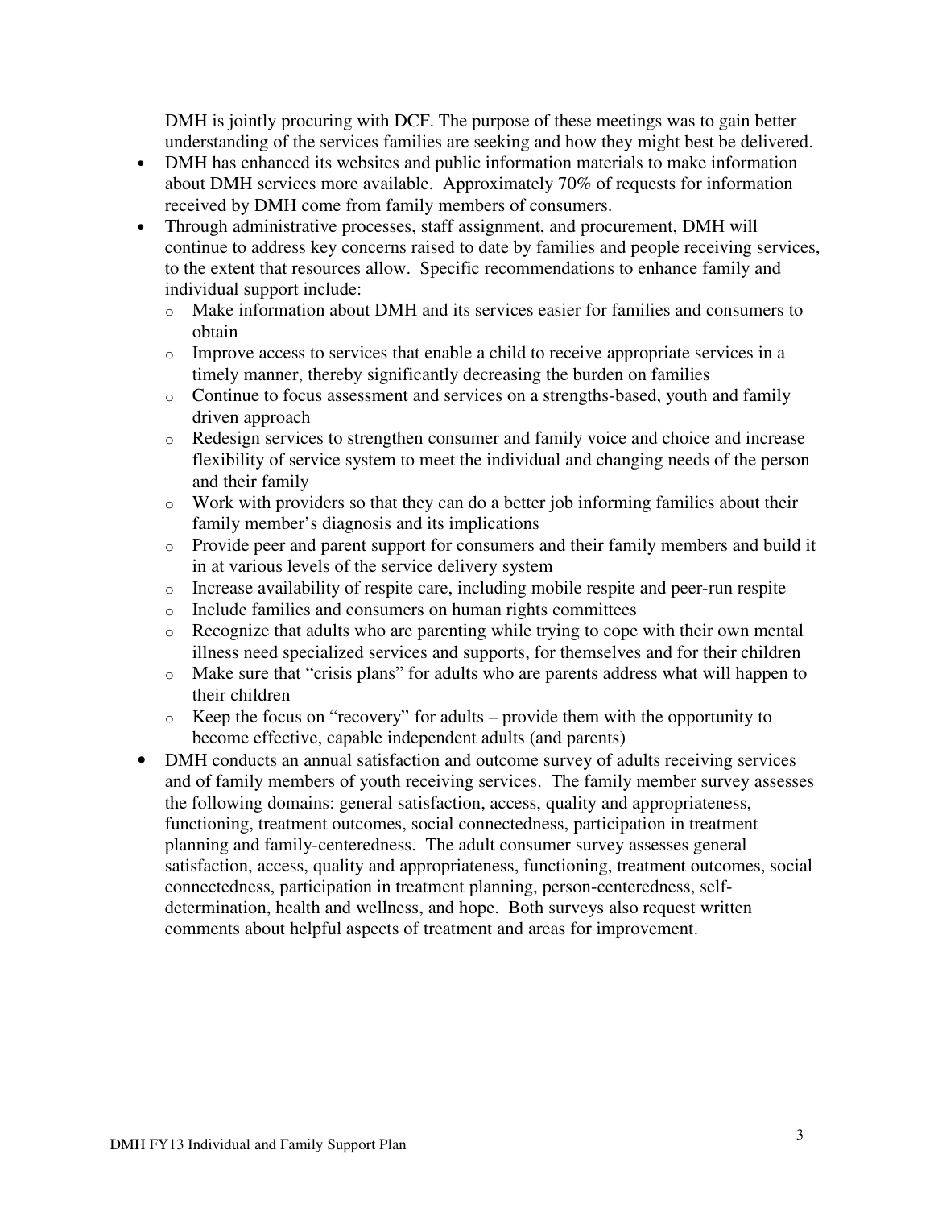DMH is jointly procuring with DCF. The purpose of these meetings was to gain better understanding of the services families are seeking and how they might best be delivered.

- DMH has enhanced its websites and public information materials to make information about DMH services more available. Approximately 70% of requests for information received by DMH come from family members of consumers.
- Through administrative processes, staff assignment, and procurement, DMH will continue to address key concerns raised to date by families and people receiving services, to the extent that resources allow. Specific recommendations to enhance family and individual support include:
  - Make information about DMH and its services easier for families and consumers to obtain
  - Improve access to services that enable a child to receive appropriate services in a timely manner, thereby significantly decreasing the burden on families
  - Continue to focus assessment and services on a strengths-based, youth and family driven approach
  - Redesign services to strengthen consumer and family voice and choice and increase flexibility of service system to meet the individual and changing needs of the person and their family
  - Work with providers so that they can do a better job informing families about their family member's diagnosis and its implications
  - Provide peer and parent support for consumers and their family members and build it in at various levels of the service delivery system
  - Increase availability of respite care, including mobile respite and peer-run respite
  - Include families and consumers on human rights committees
  - Recognize that adults who are parenting while trying to cope with their own mental illness need specialized services and supports, for themselves and for their children
  - Make sure that "crisis plans" for adults who are parents address what will happen to their children
  - Keep the focus on "recovery" for adults – provide them with the opportunity to become effective, capable independent adults (and parents)
- DMH conducts an annual satisfaction and outcome survey of adults receiving services and of family members of youth receiving services. The family member survey assesses the following domains: general satisfaction, access, quality and appropriateness, functioning, treatment outcomes, social connectedness, participation in treatment planning and family-centeredness. The adult consumer survey assesses general satisfaction, access, quality and appropriateness, functioning, treatment outcomes, social connectedness, participation in treatment planning, person-centeredness, self-determination, health and wellness, and hope. Both surveys also request written comments about helpful aspects of treatment and areas for improvement.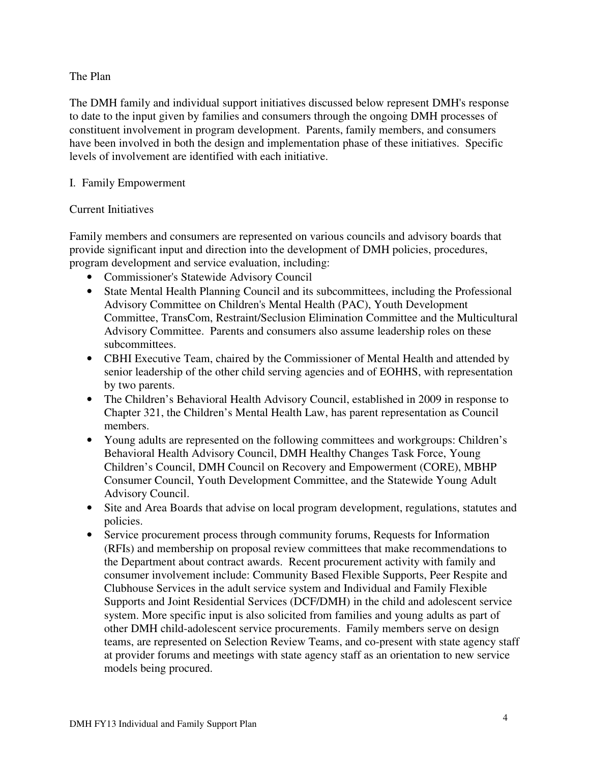## The Plan

The DMH family and individual support initiatives discussed below represent DMH's response to date to the input given by families and consumers through the ongoing DMH processes of constituent involvement in program development. Parents, family members, and consumers have been involved in both the design and implementation phase of these initiatives. Specific levels of involvement are identified with each initiative.

## I. Family Empowerment

### Current Initiatives

Family members and consumers are represented on various councils and advisory boards that provide significant input and direction into the development of DMH policies, procedures, program development and service evaluation, including:

- Commissioner's Statewide Advisory Council
- State Mental Health Planning Council and its subcommittees, including the Professional Advisory Committee on Children's Mental Health (PAC), Youth Development Committee, TransCom, Restraint/Seclusion Elimination Committee and the Multicultural Advisory Committee. Parents and consumers also assume leadership roles on these subcommittees.
- CBHI Executive Team, chaired by the Commissioner of Mental Health and attended by senior leadership of the other child serving agencies and of EOHHS, with representation by two parents.
- The Children's Behavioral Health Advisory Council, established in 2009 in response to Chapter 321, the Children's Mental Health Law, has parent representation as Council members.
- Young adults are represented on the following committees and workgroups: Children's Behavioral Health Advisory Council, DMH Healthy Changes Task Force, Young Children's Council, DMH Council on Recovery and Empowerment (CORE), MBHP Consumer Council, Youth Development Committee, and the Statewide Young Adult Advisory Council.
- Site and Area Boards that advise on local program development, regulations, statutes and policies.
- Service procurement process through community forums, Requests for Information (RFIs) and membership on proposal review committees that make recommendations to the Department about contract awards. Recent procurement activity with family and consumer involvement include: Community Based Flexible Supports, Peer Respite and Clubhouse Services in the adult service system and Individual and Family Flexible Supports and Joint Residential Services (DCF/DMH) in the child and adolescent service system. More specific input is also solicited from families and young adults as part of other DMH child-adolescent service procurements. Family members serve on design teams, are represented on Selection Review Teams, and co-present with state agency staff at provider forums and meetings with state agency staff as an orientation to new service models being procured.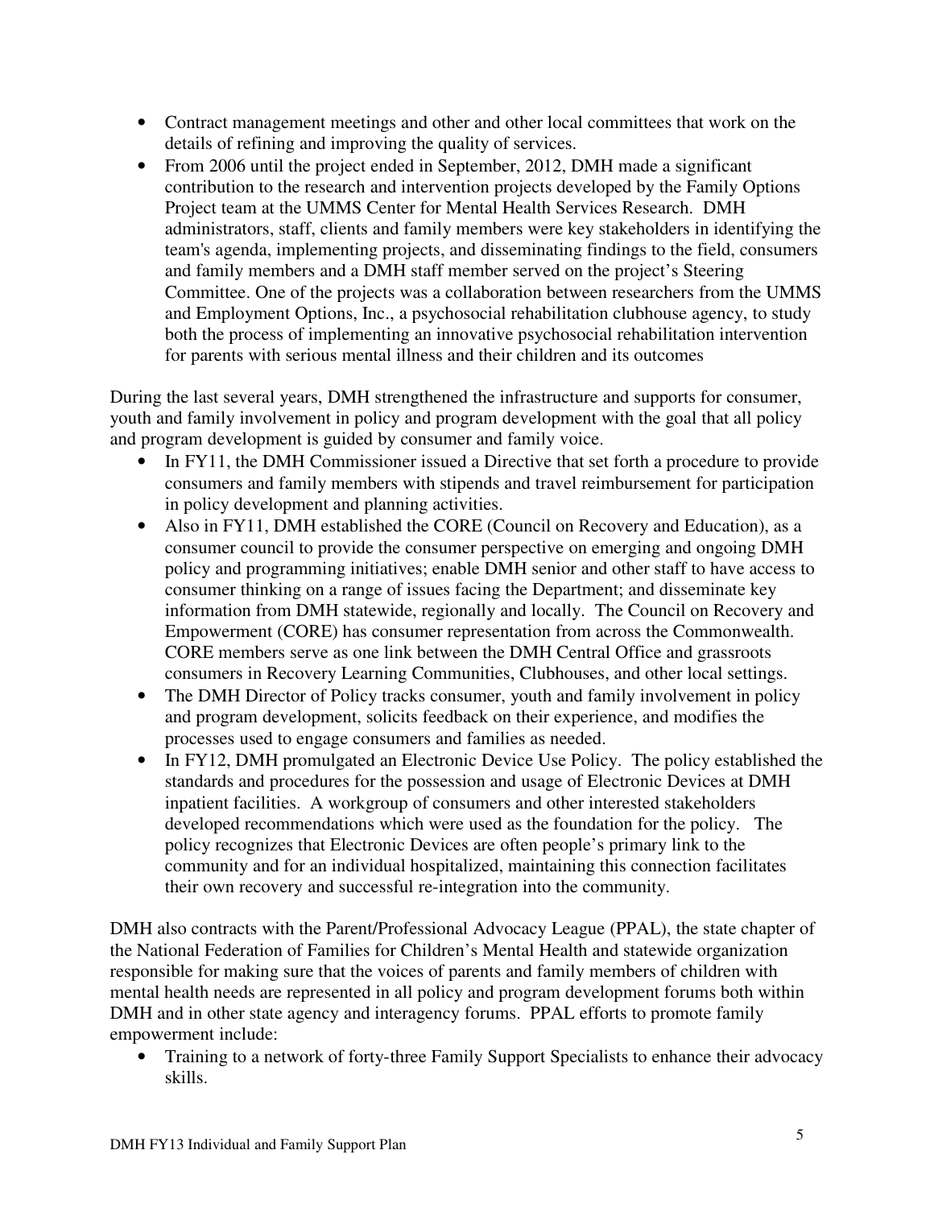- Contract management meetings and other and other local committees that work on the details of refining and improving the quality of services.
- From 2006 until the project ended in September, 2012, DMH made a significant contribution to the research and intervention projects developed by the Family Options Project team at the UMMS Center for Mental Health Services Research. DMH administrators, staff, clients and family members were key stakeholders in identifying the team's agenda, implementing projects, and disseminating findings to the field, consumers and family members and a DMH staff member served on the project's Steering Committee. One of the projects was a collaboration between researchers from the UMMS and Employment Options, Inc., a psychosocial rehabilitation clubhouse agency, to study both the process of implementing an innovative psychosocial rehabilitation intervention for parents with serious mental illness and their children and its outcomes

During the last several years, DMH strengthened the infrastructure and supports for consumer, youth and family involvement in policy and program development with the goal that all policy and program development is guided by consumer and family voice.

- In FY11, the DMH Commissioner issued a Directive that set forth a procedure to provide consumers and family members with stipends and travel reimbursement for participation in policy development and planning activities.
- Also in FY11, DMH established the CORE (Council on Recovery and Education), as a consumer council to provide the consumer perspective on emerging and ongoing DMH policy and programming initiatives; enable DMH senior and other staff to have access to consumer thinking on a range of issues facing the Department; and disseminate key information from DMH statewide, regionally and locally. The Council on Recovery and Empowerment (CORE) has consumer representation from across the Commonwealth. CORE members serve as one link between the DMH Central Office and grassroots consumers in Recovery Learning Communities, Clubhouses, and other local settings.
- The DMH Director of Policy tracks consumer, youth and family involvement in policy and program development, solicits feedback on their experience, and modifies the processes used to engage consumers and families as needed.
- In FY12, DMH promulgated an Electronic Device Use Policy. The policy established the standards and procedures for the possession and usage of Electronic Devices at DMH inpatient facilities. A workgroup of consumers and other interested stakeholders developed recommendations which were used as the foundation for the policy. The policy recognizes that Electronic Devices are often people's primary link to the community and for an individual hospitalized, maintaining this connection facilitates their own recovery and successful re-integration into the community.

DMH also contracts with the Parent/Professional Advocacy League (PPAL), the state chapter of the National Federation of Families for Children's Mental Health and statewide organization responsible for making sure that the voices of parents and family members of children with mental health needs are represented in all policy and program development forums both within DMH and in other state agency and interagency forums. PPAL efforts to promote family empowerment include:

- Training to a network of forty-three Family Support Specialists to enhance their advocacy skills.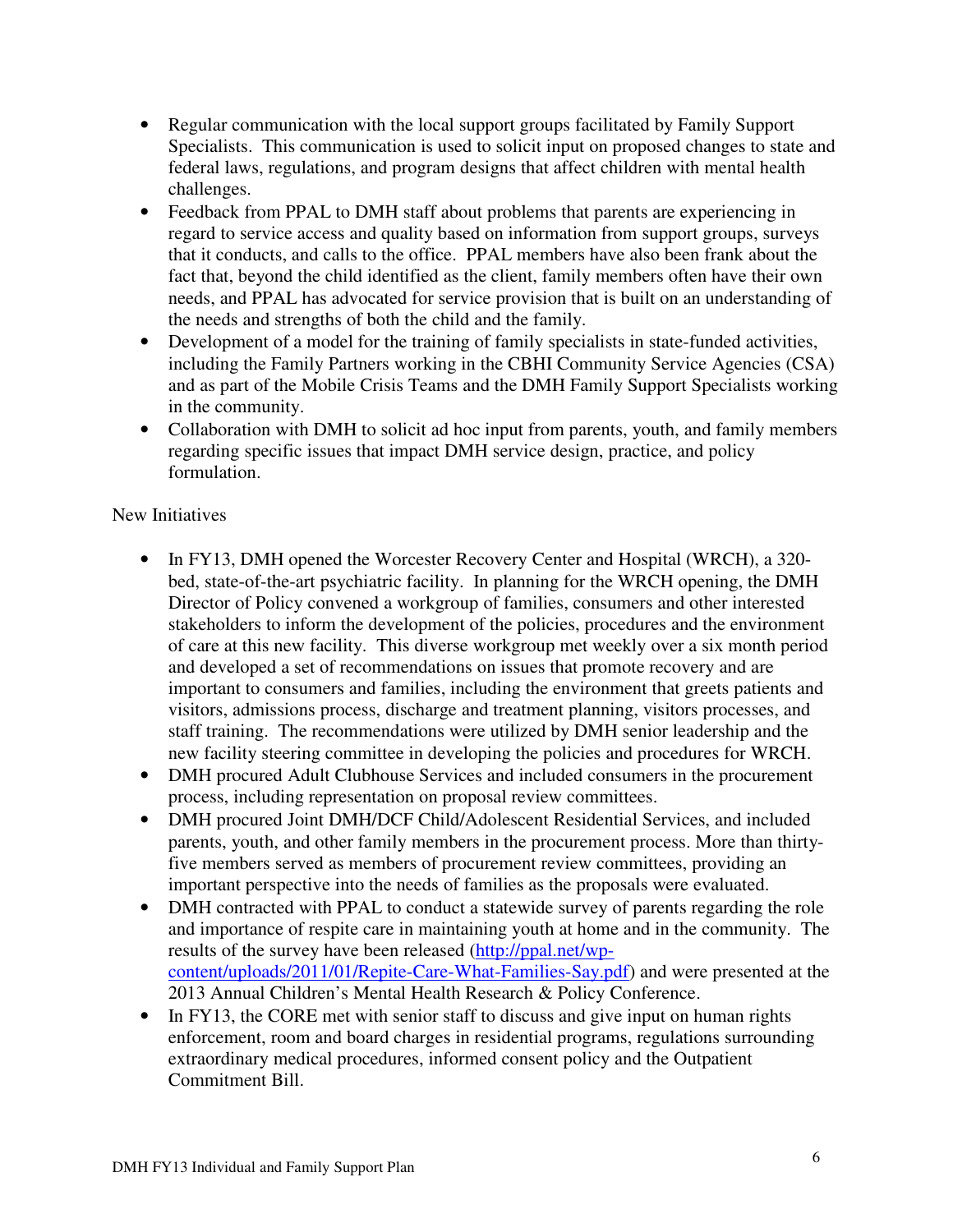- Regular communication with the local support groups facilitated by Family Support Specialists. This communication is used to solicit input on proposed changes to state and federal laws, regulations, and program designs that affect children with mental health challenges.
- Feedback from PPAL to DMH staff about problems that parents are experiencing in regard to service access and quality based on information from support groups, surveys that it conducts, and calls to the office. PPAL members have also been frank about the fact that, beyond the child identified as the client, family members often have their own needs, and PPAL has advocated for service provision that is built on an understanding of the needs and strengths of both the child and the family.
- Development of a model for the training of family specialists in state-funded activities, including the Family Partners working in the CBHI Community Service Agencies (CSA) and as part of the Mobile Crisis Teams and the DMH Family Support Specialists working in the community.
- Collaboration with DMH to solicit ad hoc input from parents, youth, and family members regarding specific issues that impact DMH service design, practice, and policy formulation.

New Initiatives

- In FY13, DMH opened the Worcester Recovery Center and Hospital (WRCH), a 320-bed, state-of-the-art psychiatric facility. In planning for the WRCH opening, the DMH Director of Policy convened a workgroup of families, consumers and other interested stakeholders to inform the development of the policies, procedures and the environment of care at this new facility. This diverse workgroup met weekly over a six month period and developed a set of recommendations on issues that promote recovery and are important to consumers and families, including the environment that greets patients and visitors, admissions process, discharge and treatment planning, visitors processes, and staff training. The recommendations were utilized by DMH senior leadership and the new facility steering committee in developing the policies and procedures for WRCH.
- DMH procured Adult Clubhouse Services and included consumers in the procurement process, including representation on proposal review committees.
- DMH procured Joint DMH/DCF Child/Adolescent Residential Services, and included parents, youth, and other family members in the procurement process. More than thirty-five members served as members of procurement review committees, providing an important perspective into the needs of families as the proposals were evaluated.
- DMH contracted with PPAL to conduct a statewide survey of parents regarding the role and importance of respite care in maintaining youth at home and in the community. The results of the survey have been released (http://ppal.net/wp-content/uploads/2011/01/Repite-Care-What-Families-Say.pdf) and were presented at the 2013 Annual Children's Mental Health Research & Policy Conference.
- In FY13, the CORE met with senior staff to discuss and give input on human rights enforcement, room and board charges in residential programs, regulations surrounding extraordinary medical procedures, informed consent policy and the Outpatient Commitment Bill.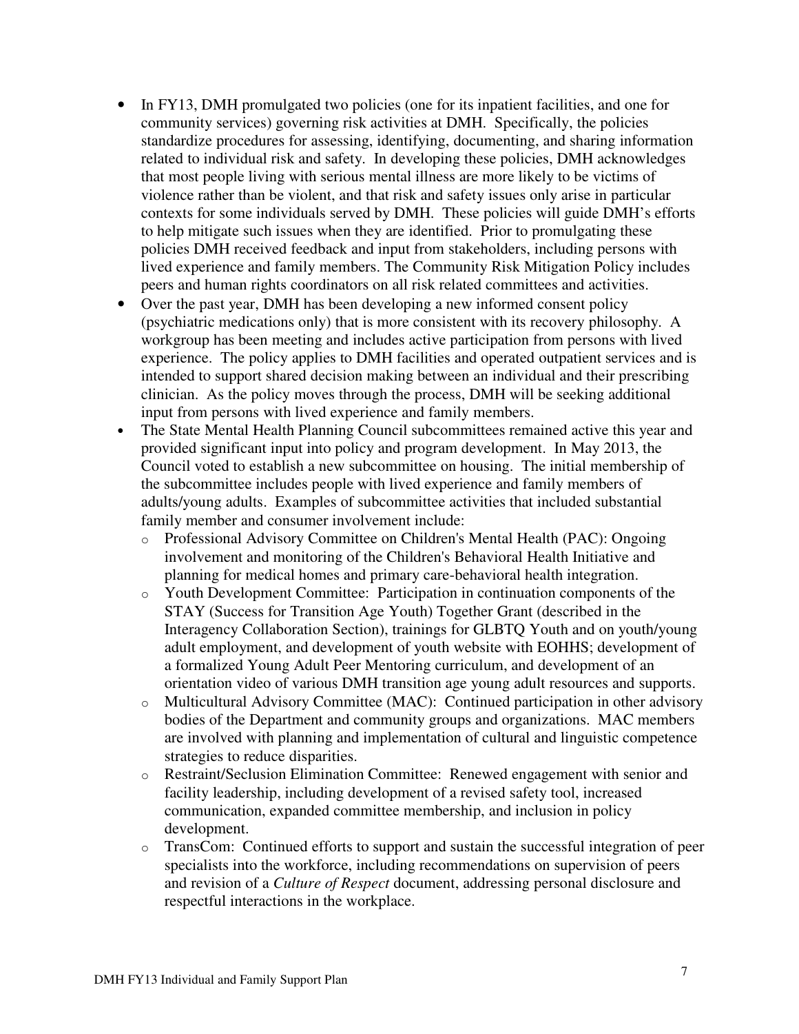- In FY13, DMH promulgated two policies (one for its inpatient facilities, and one for community services) governing risk activities at DMH. Specifically, the policies standardize procedures for assessing, identifying, documenting, and sharing information related to individual risk and safety. In developing these policies, DMH acknowledges that most people living with serious mental illness are more likely to be victims of violence rather than be violent, and that risk and safety issues only arise in particular contexts for some individuals served by DMH. These policies will guide DMH's efforts to help mitigate such issues when they are identified. Prior to promulgating these policies DMH received feedback and input from stakeholders, including persons with lived experience and family members. The Community Risk Mitigation Policy includes peers and human rights coordinators on all risk related committees and activities.
- Over the past year, DMH has been developing a new informed consent policy (psychiatric medications only) that is more consistent with its recovery philosophy. A workgroup has been meeting and includes active participation from persons with lived experience. The policy applies to DMH facilities and operated outpatient services and is intended to support shared decision making between an individual and their prescribing clinician. As the policy moves through the process, DMH will be seeking additional input from persons with lived experience and family members.
- The State Mental Health Planning Council subcommittees remained active this year and provided significant input into policy and program development. In May 2013, the Council voted to establish a new subcommittee on housing. The initial membership of the subcommittee includes people with lived experience and family members of adults/young adults. Examples of subcommittee activities that included substantial family member and consumer involvement include:
    - Professional Advisory Committee on Children's Mental Health (PAC): Ongoing involvement and monitoring of the Children's Behavioral Health Initiative and planning for medical homes and primary care-behavioral health integration.
    - Youth Development Committee: Participation in continuation components of the STAY (Success for Transition Age Youth) Together Grant (described in the Interagency Collaboration Section), trainings for GLBTQ Youth and on youth/young adult employment, and development of youth website with EOHHS; development of a formalized Young Adult Peer Mentoring curriculum, and development of an orientation video of various DMH transition age young adult resources and supports.
    - Multicultural Advisory Committee (MAC): Continued participation in other advisory bodies of the Department and community groups and organizations. MAC members are involved with planning and implementation of cultural and linguistic competence strategies to reduce disparities.
    - Restraint/Seclusion Elimination Committee: Renewed engagement with senior and facility leadership, including development of a revised safety tool, increased communication, expanded committee membership, and inclusion in policy development.
    - TransCom: Continued efforts to support and sustain the successful integration of peer specialists into the workforce, including recommendations on supervision of peers and revision of a *Culture of Respect* document, addressing personal disclosure and respectful interactions in the workplace.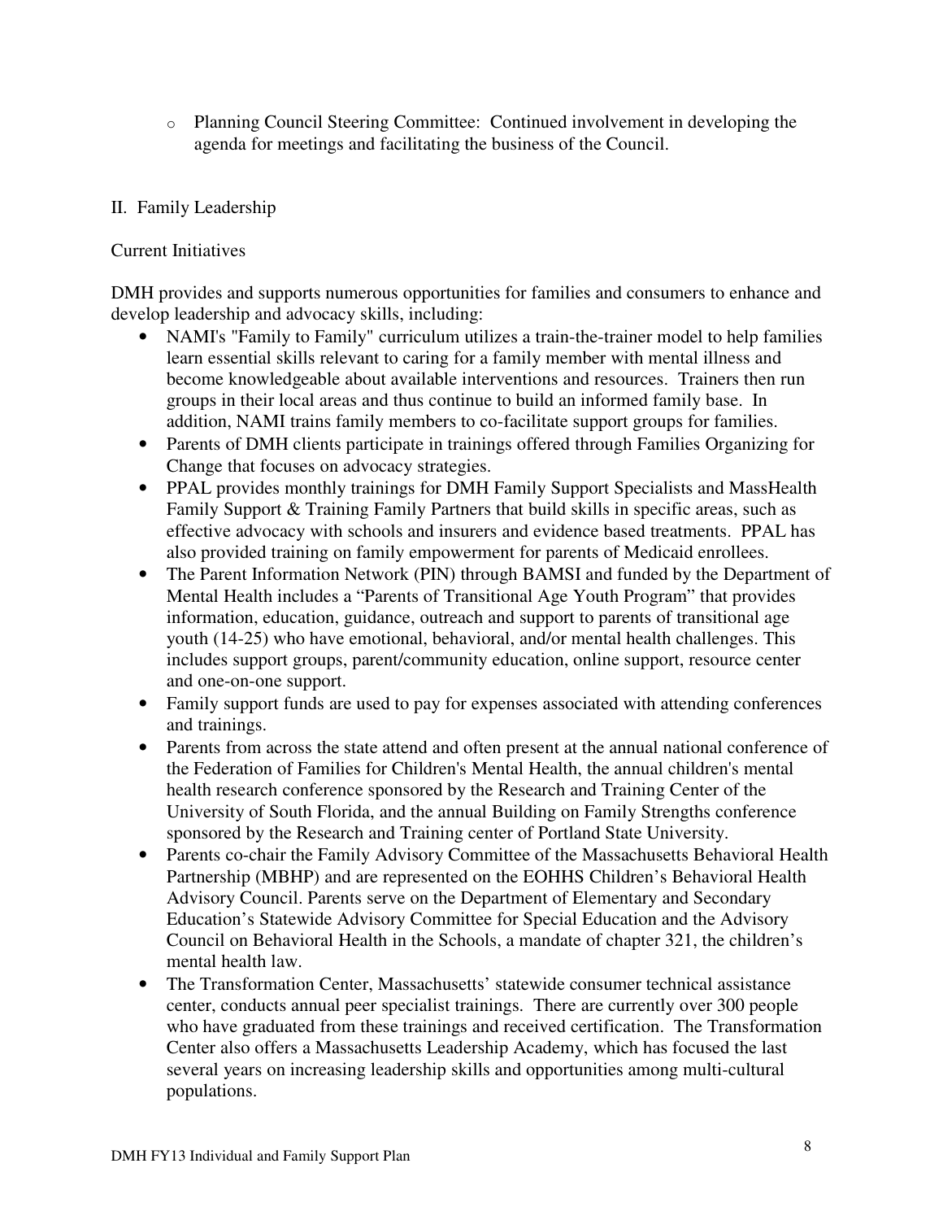- Planning Council Steering Committee: Continued involvement in developing the agenda for meetings and facilitating the business of the Council.

## II. Family Leadership

Current Initiatives

DMH provides and supports numerous opportunities for families and consumers to enhance and develop leadership and advocacy skills, including:

- NAMI's "Family to Family" curriculum utilizes a train-the-trainer model to help families learn essential skills relevant to caring for a family member with mental illness and become knowledgeable about available interventions and resources. Trainers then run groups in their local areas and thus continue to build an informed family base. In addition, NAMI trains family members to co-facilitate support groups for families.
- Parents of DMH clients participate in trainings offered through Families Organizing for Change that focuses on advocacy strategies.
- PPAL provides monthly trainings for DMH Family Support Specialists and MassHealth Family Support & Training Family Partners that build skills in specific areas, such as effective advocacy with schools and insurers and evidence based treatments. PPAL has also provided training on family empowerment for parents of Medicaid enrollees.
- The Parent Information Network (PIN) through BAMSI and funded by the Department of Mental Health includes a "Parents of Transitional Age Youth Program" that provides information, education, guidance, outreach and support to parents of transitional age youth (14-25) who have emotional, behavioral, and/or mental health challenges. This includes support groups, parent/community education, online support, resource center and one-on-one support.
- Family support funds are used to pay for expenses associated with attending conferences and trainings.
- Parents from across the state attend and often present at the annual national conference of the Federation of Families for Children's Mental Health, the annual children's mental health research conference sponsored by the Research and Training Center of the University of South Florida, and the annual Building on Family Strengths conference sponsored by the Research and Training center of Portland State University.
- Parents co-chair the Family Advisory Committee of the Massachusetts Behavioral Health Partnership (MBHP) and are represented on the EOHHS Children's Behavioral Health Advisory Council. Parents serve on the Department of Elementary and Secondary Education's Statewide Advisory Committee for Special Education and the Advisory Council on Behavioral Health in the Schools, a mandate of chapter 321, the children's mental health law.
- The Transformation Center, Massachusetts' statewide consumer technical assistance center, conducts annual peer specialist trainings. There are currently over 300 people who have graduated from these trainings and received certification. The Transformation Center also offers a Massachusetts Leadership Academy, which has focused the last several years on increasing leadership skills and opportunities among multi-cultural populations.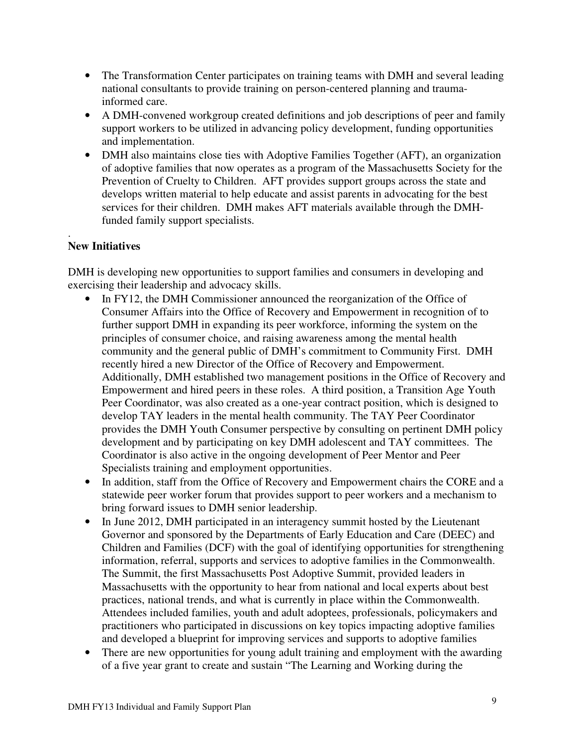- The Transformation Center participates on training teams with DMH and several leading national consultants to provide training on person-centered planning and trauma-informed care.
- A DMH-convened workgroup created definitions and job descriptions of peer and family support workers to be utilized in advancing policy development, funding opportunities and implementation.
- DMH also maintains close ties with Adoptive Families Together (AFT), an organization of adoptive families that now operates as a program of the Massachusetts Society for the Prevention of Cruelty to Children. AFT provides support groups across the state and develops written material to help educate and assist parents in advocating for the best services for their children. DMH makes AFT materials available through the DMH-funded family support specialists.

.

**New Initiatives**

DMH is developing new opportunities to support families and consumers in developing and exercising their leadership and advocacy skills.

- In FY12, the DMH Commissioner announced the reorganization of the Office of Consumer Affairs into the Office of Recovery and Empowerment in recognition of to further support DMH in expanding its peer workforce, informing the system on the principles of consumer choice, and raising awareness among the mental health community and the general public of DMH's commitment to Community First. DMH recently hired a new Director of the Office of Recovery and Empowerment. Additionally, DMH established two management positions in the Office of Recovery and Empowerment and hired peers in these roles. A third position, a Transition Age Youth Peer Coordinator, was also created as a one-year contract position, which is designed to develop TAY leaders in the mental health community. The TAY Peer Coordinator provides the DMH Youth Consumer perspective by consulting on pertinent DMH policy development and by participating on key DMH adolescent and TAY committees. The Coordinator is also active in the ongoing development of Peer Mentor and Peer Specialists training and employment opportunities.
- In addition, staff from the Office of Recovery and Empowerment chairs the CORE and a statewide peer worker forum that provides support to peer workers and a mechanism to bring forward issues to DMH senior leadership.
- In June 2012, DMH participated in an interagency summit hosted by the Lieutenant Governor and sponsored by the Departments of Early Education and Care (DEEC) and Children and Families (DCF) with the goal of identifying opportunities for strengthening information, referral, supports and services to adoptive families in the Commonwealth. The Summit, the first Massachusetts Post Adoptive Summit, provided leaders in Massachusetts with the opportunity to hear from national and local experts about best practices, national trends, and what is currently in place within the Commonwealth. Attendees included families, youth and adult adoptees, professionals, policymakers and practitioners who participated in discussions on key topics impacting adoptive families and developed a blueprint for improving services and supports to adoptive families
- There are new opportunities for young adult training and employment with the awarding of a five year grant to create and sustain "The Learning and Working during the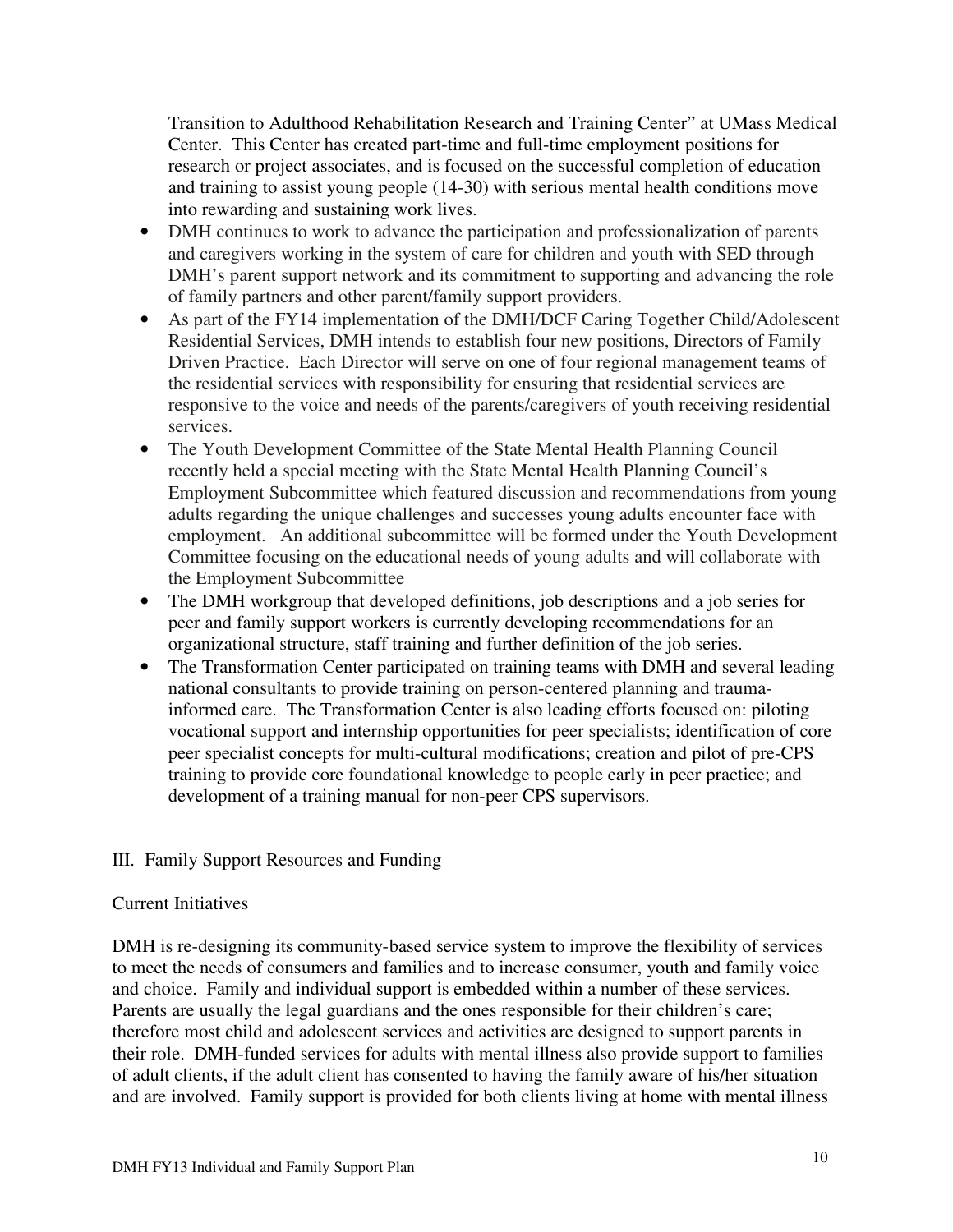Transition to Adulthood Rehabilitation Research and Training Center" at UMass Medical Center. This Center has created part-time and full-time employment positions for research or project associates, and is focused on the successful completion of education and training to assist young people (14-30) with serious mental health conditions move into rewarding and sustaining work lives.

- DMH continues to work to advance the participation and professionalization of parents and caregivers working in the system of care for children and youth with SED through DMH's parent support network and its commitment to supporting and advancing the role of family partners and other parent/family support providers.
- As part of the FY14 implementation of the DMH/DCF Caring Together Child/Adolescent Residential Services, DMH intends to establish four new positions, Directors of Family Driven Practice. Each Director will serve on one of four regional management teams of the residential services with responsibility for ensuring that residential services are responsive to the voice and needs of the parents/caregivers of youth receiving residential services.
- The Youth Development Committee of the State Mental Health Planning Council recently held a special meeting with the State Mental Health Planning Council's Employment Subcommittee which featured discussion and recommendations from young adults regarding the unique challenges and successes young adults encounter face with employment. An additional subcommittee will be formed under the Youth Development Committee focusing on the educational needs of young adults and will collaborate with the Employment Subcommittee
- The DMH workgroup that developed definitions, job descriptions and a job series for peer and family support workers is currently developing recommendations for an organizational structure, staff training and further definition of the job series.
- The Transformation Center participated on training teams with DMH and several leading national consultants to provide training on person-centered planning and trauma-informed care. The Transformation Center is also leading efforts focused on: piloting vocational support and internship opportunities for peer specialists; identification of core peer specialist concepts for multi-cultural modifications; creation and pilot of pre-CPS training to provide core foundational knowledge to people early in peer practice; and development of a training manual for non-peer CPS supervisors.

## III. Family Support Resources and Funding

### Current Initiatives

DMH is re-designing its community-based service system to improve the flexibility of services to meet the needs of consumers and families and to increase consumer, youth and family voice and choice. Family and individual support is embedded within a number of these services. Parents are usually the legal guardians and the ones responsible for their children's care; therefore most child and adolescent services and activities are designed to support parents in their role. DMH-funded services for adults with mental illness also provide support to families of adult clients, if the adult client has consented to having the family aware of his/her situation and are involved. Family support is provided for both clients living at home with mental illness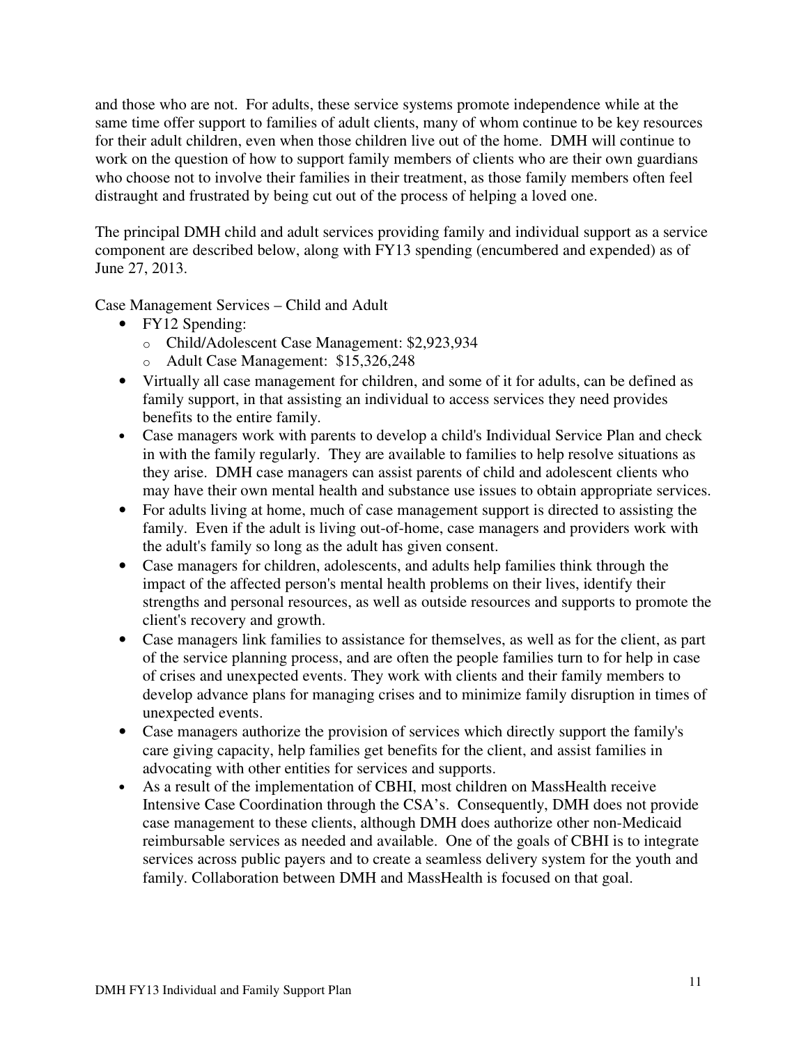and those who are not. For adults, these service systems promote independence while at the same time offer support to families of adult clients, many of whom continue to be key resources for their adult children, even when those children live out of the home. DMH will continue to work on the question of how to support family members of clients who are their own guardians who choose not to involve their families in their treatment, as those family members often feel distraught and frustrated by being cut out of the process of helping a loved one.

The principal DMH child and adult services providing family and individual support as a service component are described below, along with FY13 spending (encumbered and expended) as of June 27, 2013.

Case Management Services – Child and Adult

- FY12 Spending:
  - Child/Adolescent Case Management: $2,923,934
  - Adult Case Management: $15,326,248
- Virtually all case management for children, and some of it for adults, can be defined as family support, in that assisting an individual to access services they need provides benefits to the entire family.
- Case managers work with parents to develop a child's Individual Service Plan and check in with the family regularly. They are available to families to help resolve situations as they arise. DMH case managers can assist parents of child and adolescent clients who may have their own mental health and substance use issues to obtain appropriate services.
- For adults living at home, much of case management support is directed to assisting the family. Even if the adult is living out-of-home, case managers and providers work with the adult's family so long as the adult has given consent.
- Case managers for children, adolescents, and adults help families think through the impact of the affected person's mental health problems on their lives, identify their strengths and personal resources, as well as outside resources and supports to promote the client's recovery and growth.
- Case managers link families to assistance for themselves, as well as for the client, as part of the service planning process, and are often the people families turn to for help in case of crises and unexpected events. They work with clients and their family members to develop advance plans for managing crises and to minimize family disruption in times of unexpected events.
- Case managers authorize the provision of services which directly support the family's care giving capacity, help families get benefits for the client, and assist families in advocating with other entities for services and supports.
- As a result of the implementation of CBHI, most children on MassHealth receive Intensive Case Coordination through the CSA's. Consequently, DMH does not provide case management to these clients, although DMH does authorize other non-Medicaid reimbursable services as needed and available. One of the goals of CBHI is to integrate services across public payers and to create a seamless delivery system for the youth and family. Collaboration between DMH and MassHealth is focused on that goal.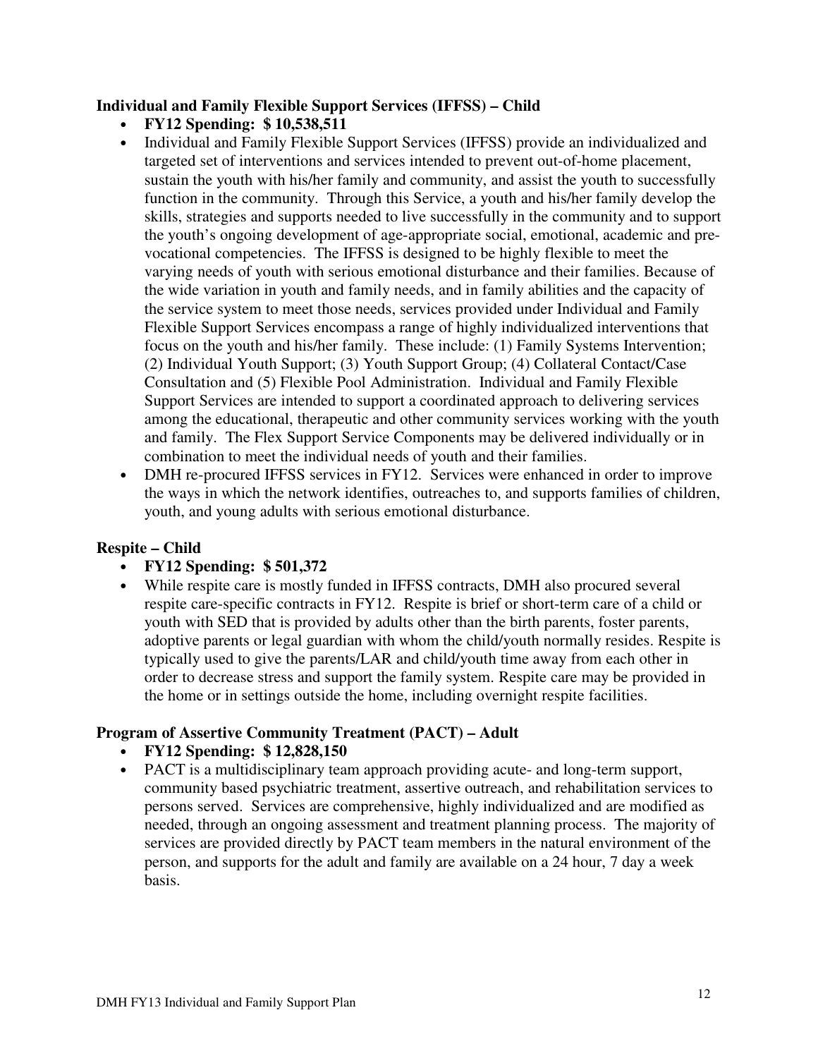**Individual and Family Flexible Support Services (IFFSS) – Child**

- **FY12 Spending: $ 10,538,511**
- Individual and Family Flexible Support Services (IFFSS) provide an individualized and targeted set of interventions and services intended to prevent out-of-home placement, sustain the youth with his/her family and community, and assist the youth to successfully function in the community. Through this Service, a youth and his/her family develop the skills, strategies and supports needed to live successfully in the community and to support the youth's ongoing development of age-appropriate social, emotional, academic and pre-vocational competencies. The IFFSS is designed to be highly flexible to meet the varying needs of youth with serious emotional disturbance and their families. Because of the wide variation in youth and family needs, and in family abilities and the capacity of the service system to meet those needs, services provided under Individual and Family Flexible Support Services encompass a range of highly individualized interventions that focus on the youth and his/her family. These include: (1) Family Systems Intervention; (2) Individual Youth Support; (3) Youth Support Group; (4) Collateral Contact/Case Consultation and (5) Flexible Pool Administration. Individual and Family Flexible Support Services are intended to support a coordinated approach to delivering services among the educational, therapeutic and other community services working with the youth and family. The Flex Support Service Components may be delivered individually or in combination to meet the individual needs of youth and their families.
- DMH re-procured IFFSS services in FY12. Services were enhanced in order to improve the ways in which the network identifies, outreaches to, and supports families of children, youth, and young adults with serious emotional disturbance.

**Respite – Child**

- **FY12 Spending: $ 501,372**
- While respite care is mostly funded in IFFSS contracts, DMH also procured several respite care-specific contracts in FY12. Respite is brief or short-term care of a child or youth with SED that is provided by adults other than the birth parents, foster parents, adoptive parents or legal guardian with whom the child/youth normally resides. Respite is typically used to give the parents/LAR and child/youth time away from each other in order to decrease stress and support the family system. Respite care may be provided in the home or in settings outside the home, including overnight respite facilities.

**Program of Assertive Community Treatment (PACT) – Adult**

- **FY12 Spending: $ 12,828,150**
- PACT is a multidisciplinary team approach providing acute- and long-term support, community based psychiatric treatment, assertive outreach, and rehabilitation services to persons served. Services are comprehensive, highly individualized and are modified as needed, through an ongoing assessment and treatment planning process. The majority of services are provided directly by PACT team members in the natural environment of the person, and supports for the adult and family are available on a 24 hour, 7 day a week basis.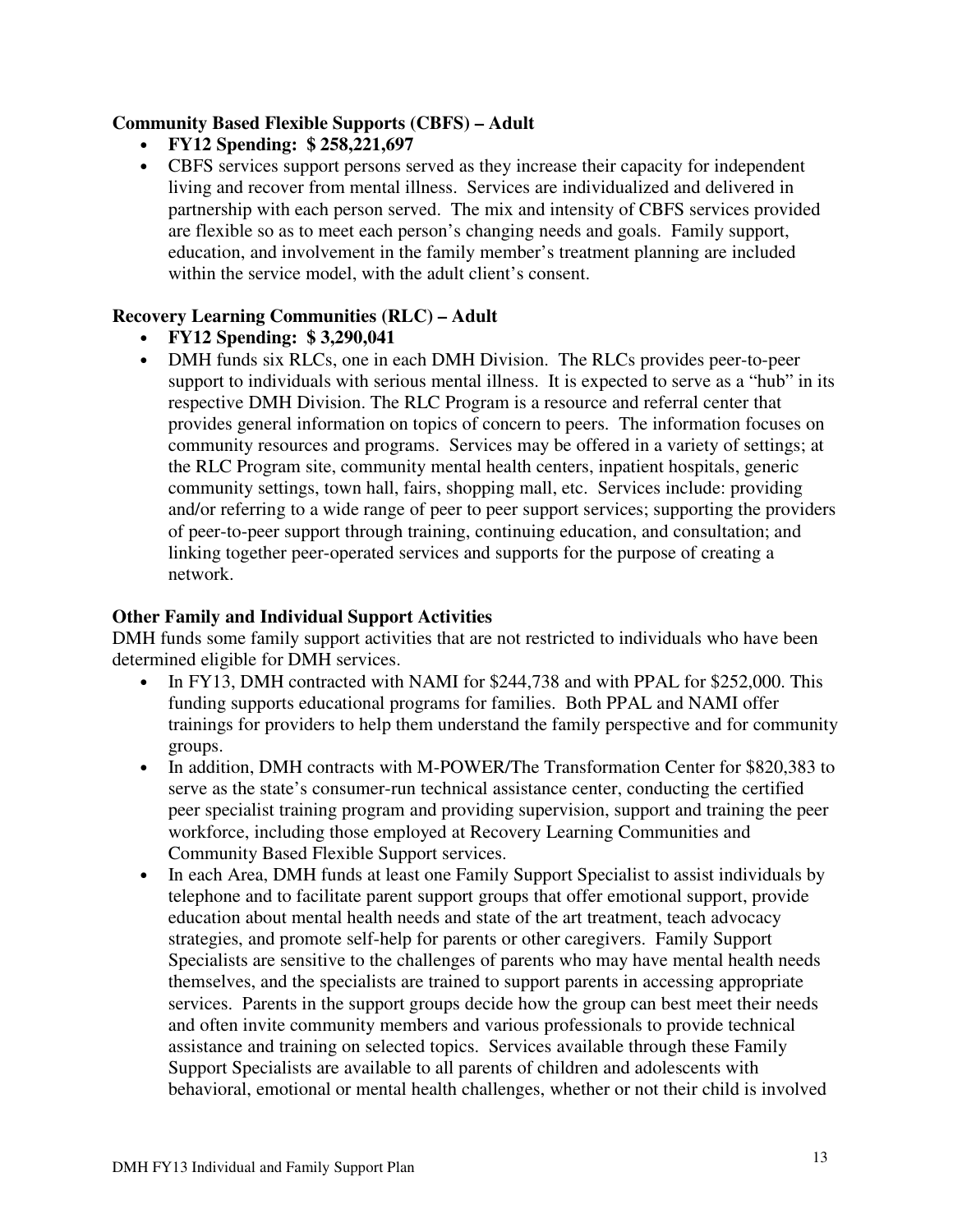**Community Based Flexible Supports (CBFS) – Adult**

- **FY12 Spending: $ 258,221,697**
- CBFS services support persons served as they increase their capacity for independent living and recover from mental illness. Services are individualized and delivered in partnership with each person served. The mix and intensity of CBFS services provided are flexible so as to meet each person's changing needs and goals. Family support, education, and involvement in the family member's treatment planning are included within the service model, with the adult client's consent.

**Recovery Learning Communities (RLC) – Adult**

- **FY12 Spending: $ 3,290,041**
- DMH funds six RLCs, one in each DMH Division. The RLCs provides peer-to-peer support to individuals with serious mental illness. It is expected to serve as a "hub" in its respective DMH Division. The RLC Program is a resource and referral center that provides general information on topics of concern to peers. The information focuses on community resources and programs. Services may be offered in a variety of settings; at the RLC Program site, community mental health centers, inpatient hospitals, generic community settings, town hall, fairs, shopping mall, etc. Services include: providing and/or referring to a wide range of peer to peer support services; supporting the providers of peer-to-peer support through training, continuing education, and consultation; and linking together peer-operated services and supports for the purpose of creating a network.

**Other Family and Individual Support Activities**

DMH funds some family support activities that are not restricted to individuals who have been determined eligible for DMH services.

- In FY13, DMH contracted with NAMI for $244,738 and with PPAL for $252,000. This funding supports educational programs for families. Both PPAL and NAMI offer trainings for providers to help them understand the family perspective and for community groups.
- In addition, DMH contracts with M-POWER/The Transformation Center for $820,383 to serve as the state's consumer-run technical assistance center, conducting the certified peer specialist training program and providing supervision, support and training the peer workforce, including those employed at Recovery Learning Communities and Community Based Flexible Support services.
- In each Area, DMH funds at least one Family Support Specialist to assist individuals by telephone and to facilitate parent support groups that offer emotional support, provide education about mental health needs and state of the art treatment, teach advocacy strategies, and promote self-help for parents or other caregivers. Family Support Specialists are sensitive to the challenges of parents who may have mental health needs themselves, and the specialists are trained to support parents in accessing appropriate services. Parents in the support groups decide how the group can best meet their needs and often invite community members and various professionals to provide technical assistance and training on selected topics. Services available through these Family Support Specialists are available to all parents of children and adolescents with behavioral, emotional or mental health challenges, whether or not their child is involved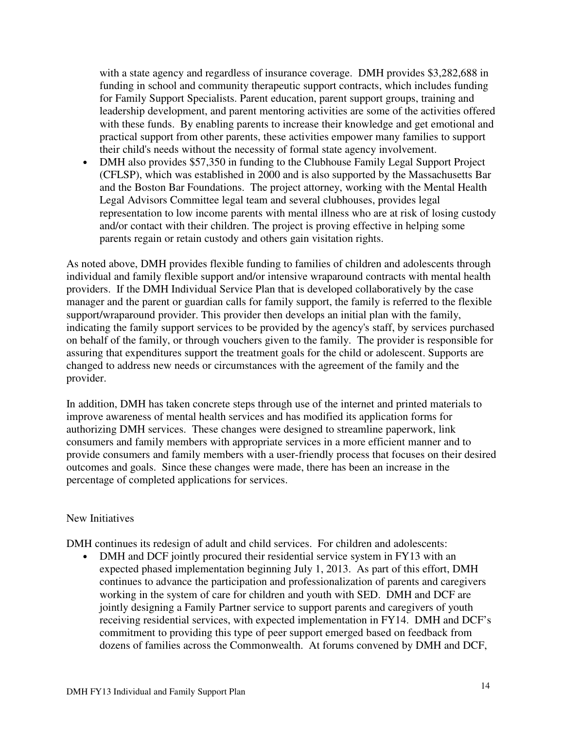with a state agency and regardless of insurance coverage. DMH provides $3,282,688 in funding in school and community therapeutic support contracts, which includes funding for Family Support Specialists. Parent education, parent support groups, training and leadership development, and parent mentoring activities are some of the activities offered with these funds. By enabling parents to increase their knowledge and get emotional and practical support from other parents, these activities empower many families to support their child's needs without the necessity of formal state agency involvement.

- DMH also provides $57,350 in funding to the Clubhouse Family Legal Support Project (CFLSP), which was established in 2000 and is also supported by the Massachusetts Bar and the Boston Bar Foundations. The project attorney, working with the Mental Health Legal Advisors Committee legal team and several clubhouses, provides legal representation to low income parents with mental illness who are at risk of losing custody and/or contact with their children. The project is proving effective in helping some parents regain or retain custody and others gain visitation rights.

As noted above, DMH provides flexible funding to families of children and adolescents through individual and family flexible support and/or intensive wraparound contracts with mental health providers. If the DMH Individual Service Plan that is developed collaboratively by the case manager and the parent or guardian calls for family support, the family is referred to the flexible support/wraparound provider. This provider then develops an initial plan with the family, indicating the family support services to be provided by the agency's staff, by services purchased on behalf of the family, or through vouchers given to the family. The provider is responsible for assuring that expenditures support the treatment goals for the child or adolescent. Supports are changed to address new needs or circumstances with the agreement of the family and the provider.

In addition, DMH has taken concrete steps through use of the internet and printed materials to improve awareness of mental health services and has modified its application forms for authorizing DMH services. These changes were designed to streamline paperwork, link consumers and family members with appropriate services in a more efficient manner and to provide consumers and family members with a user-friendly process that focuses on their desired outcomes and goals. Since these changes were made, there has been an increase in the percentage of completed applications for services.

New Initiatives

DMH continues its redesign of adult and child services. For children and adolescents:

- DMH and DCF jointly procured their residential service system in FY13 with an expected phased implementation beginning July 1, 2013. As part of this effort, DMH continues to advance the participation and professionalization of parents and caregivers working in the system of care for children and youth with SED. DMH and DCF are jointly designing a Family Partner service to support parents and caregivers of youth receiving residential services, with expected implementation in FY14. DMH and DCF's commitment to providing this type of peer support emerged based on feedback from dozens of families across the Commonwealth. At forums convened by DMH and DCF,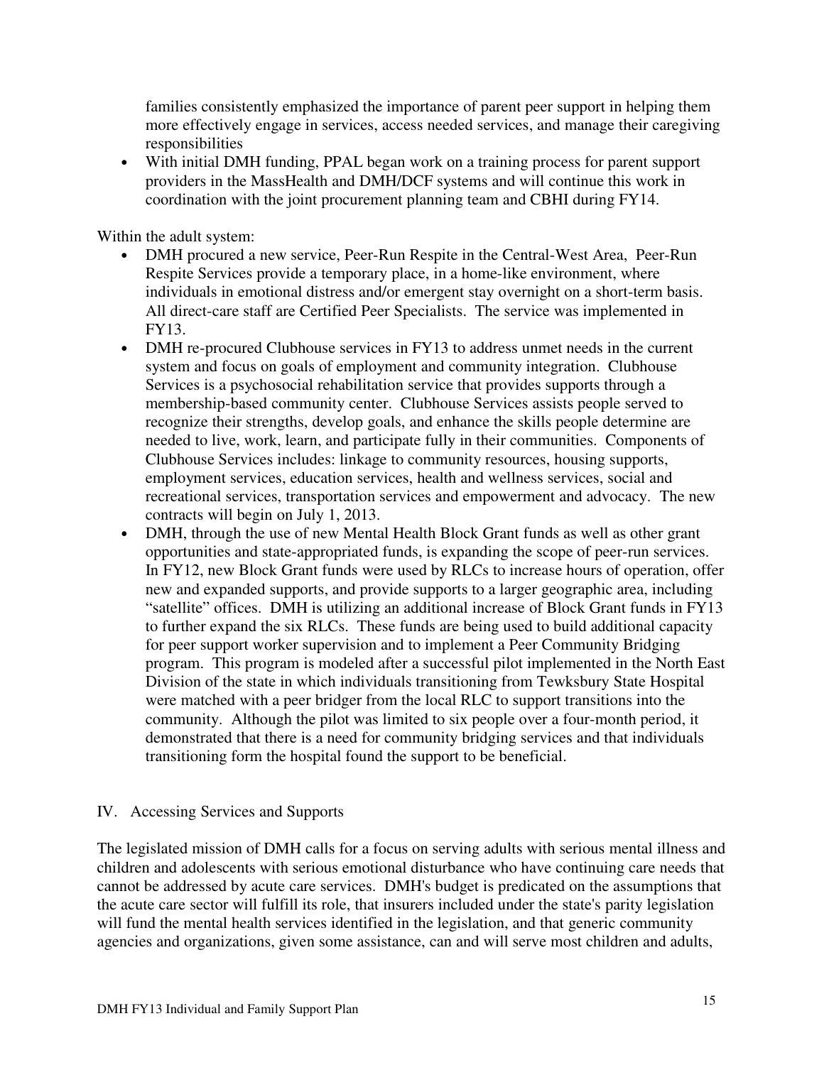families consistently emphasized the importance of parent peer support in helping them more effectively engage in services, access needed services, and manage their caregiving responsibilities

- With initial DMH funding, PPAL began work on a training process for parent support providers in the MassHealth and DMH/DCF systems and will continue this work in coordination with the joint procurement planning team and CBHI during FY14.

Within the adult system:

- DMH procured a new service, Peer-Run Respite in the Central-West Area, Peer-Run Respite Services provide a temporary place, in a home-like environment, where individuals in emotional distress and/or emergent stay overnight on a short-term basis. All direct-care staff are Certified Peer Specialists. The service was implemented in FY13.
- DMH re-procured Clubhouse services in FY13 to address unmet needs in the current system and focus on goals of employment and community integration. Clubhouse Services is a psychosocial rehabilitation service that provides supports through a membership-based community center. Clubhouse Services assists people served to recognize their strengths, develop goals, and enhance the skills people determine are needed to live, work, learn, and participate fully in their communities. Components of Clubhouse Services includes: linkage to community resources, housing supports, employment services, education services, health and wellness services, social and recreational services, transportation services and empowerment and advocacy. The new contracts will begin on July 1, 2013.
- DMH, through the use of new Mental Health Block Grant funds as well as other grant opportunities and state-appropriated funds, is expanding the scope of peer-run services. In FY12, new Block Grant funds were used by RLCs to increase hours of operation, offer new and expanded supports, and provide supports to a larger geographic area, including "satellite" offices. DMH is utilizing an additional increase of Block Grant funds in FY13 to further expand the six RLCs. These funds are being used to build additional capacity for peer support worker supervision and to implement a Peer Community Bridging program. This program is modeled after a successful pilot implemented in the North East Division of the state in which individuals transitioning from Tewksbury State Hospital were matched with a peer bridger from the local RLC to support transitions into the community. Although the pilot was limited to six people over a four-month period, it demonstrated that there is a need for community bridging services and that individuals transitioning form the hospital found the support to be beneficial.

## IV. Accessing Services and Supports

The legislated mission of DMH calls for a focus on serving adults with serious mental illness and children and adolescents with serious emotional disturbance who have continuing care needs that cannot be addressed by acute care services. DMH's budget is predicated on the assumptions that the acute care sector will fulfill its role, that insurers included under the state's parity legislation will fund the mental health services identified in the legislation, and that generic community agencies and organizations, given some assistance, can and will serve most children and adults,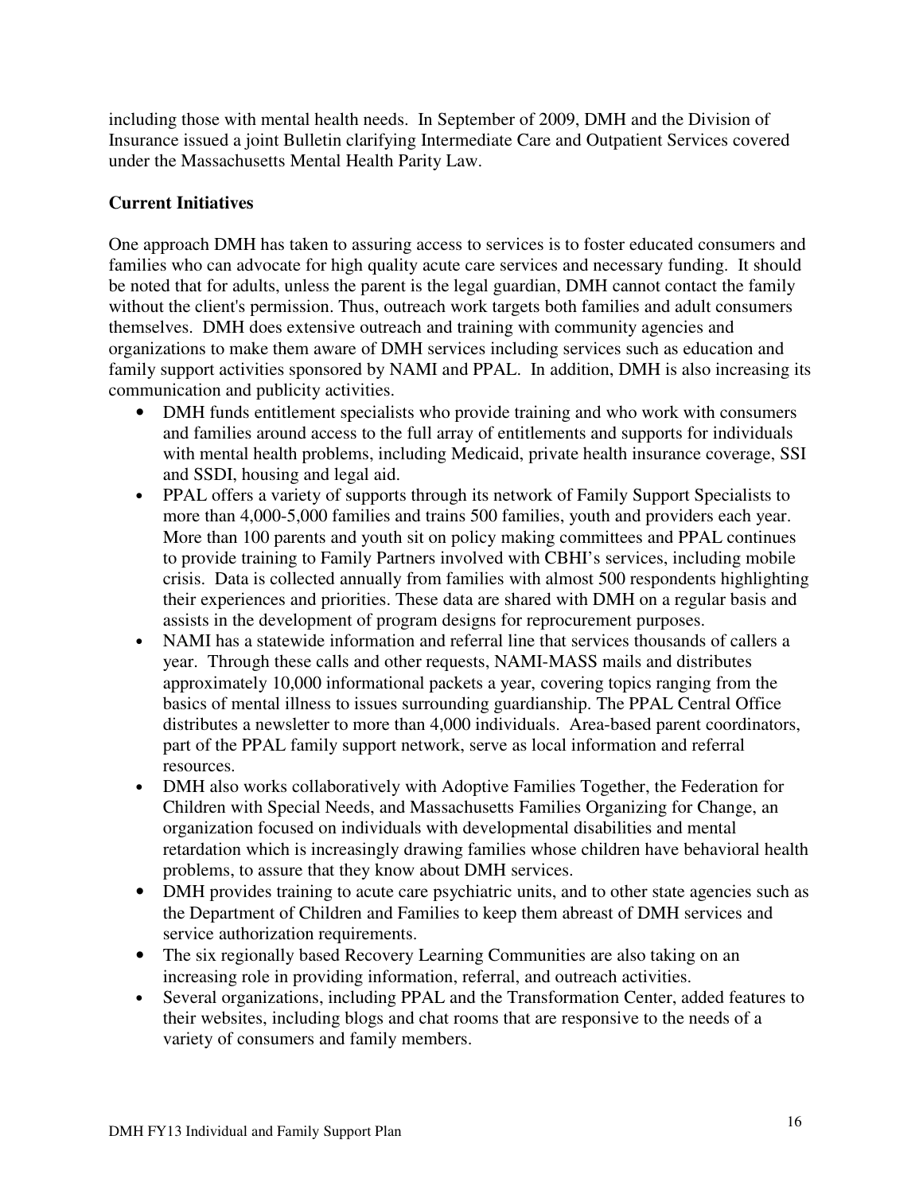including those with mental health needs. In September of 2009, DMH and the Division of Insurance issued a joint Bulletin clarifying Intermediate Care and Outpatient Services covered under the Massachusetts Mental Health Parity Law.

**Current Initiatives**

One approach DMH has taken to assuring access to services is to foster educated consumers and families who can advocate for high quality acute care services and necessary funding. It should be noted that for adults, unless the parent is the legal guardian, DMH cannot contact the family without the client's permission. Thus, outreach work targets both families and adult consumers themselves. DMH does extensive outreach and training with community agencies and organizations to make them aware of DMH services including services such as education and family support activities sponsored by NAMI and PPAL. In addition, DMH is also increasing its communication and publicity activities.

- DMH funds entitlement specialists who provide training and who work with consumers and families around access to the full array of entitlements and supports for individuals with mental health problems, including Medicaid, private health insurance coverage, SSI and SSDI, housing and legal aid.
- PPAL offers a variety of supports through its network of Family Support Specialists to more than 4,000-5,000 families and trains 500 families, youth and providers each year. More than 100 parents and youth sit on policy making committees and PPAL continues to provide training to Family Partners involved with CBHI's services, including mobile crisis. Data is collected annually from families with almost 500 respondents highlighting their experiences and priorities. These data are shared with DMH on a regular basis and assists in the development of program designs for reprocurement purposes.
- NAMI has a statewide information and referral line that services thousands of callers a year. Through these calls and other requests, NAMI-MASS mails and distributes approximately 10,000 informational packets a year, covering topics ranging from the basics of mental illness to issues surrounding guardianship. The PPAL Central Office distributes a newsletter to more than 4,000 individuals. Area-based parent coordinators, part of the PPAL family support network, serve as local information and referral resources.
- DMH also works collaboratively with Adoptive Families Together, the Federation for Children with Special Needs, and Massachusetts Families Organizing for Change, an organization focused on individuals with developmental disabilities and mental retardation which is increasingly drawing families whose children have behavioral health problems, to assure that they know about DMH services.
- DMH provides training to acute care psychiatric units, and to other state agencies such as the Department of Children and Families to keep them abreast of DMH services and service authorization requirements.
- The six regionally based Recovery Learning Communities are also taking on an increasing role in providing information, referral, and outreach activities.
- Several organizations, including PPAL and the Transformation Center, added features to their websites, including blogs and chat rooms that are responsive to the needs of a variety of consumers and family members.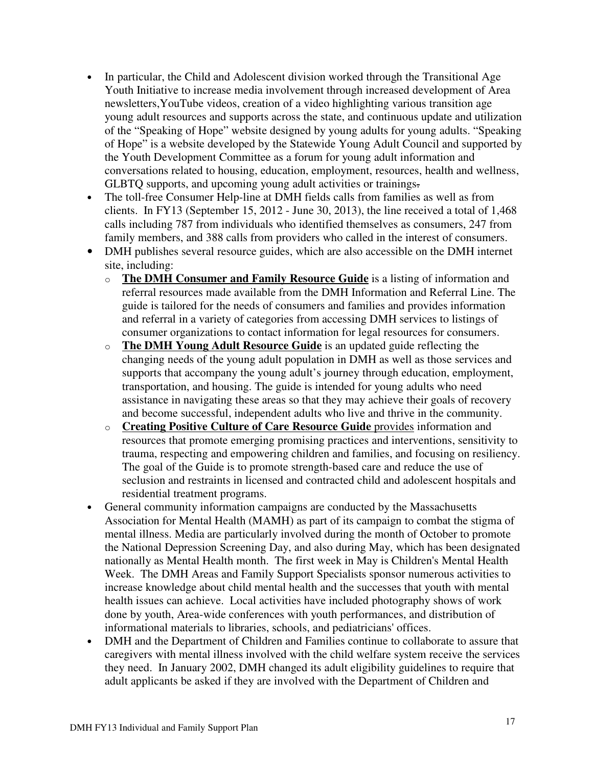- In particular, the Child and Adolescent division worked through the Transitional Age Youth Initiative to increase media involvement through increased development of Area newsletters,YouTube videos, creation of a video highlighting various transition age young adult resources and supports across the state, and continuous update and utilization of the "Speaking of Hope" website designed by young adults for young adults. "Speaking of Hope" is a website developed by the Statewide Young Adult Council and supported by the Youth Development Committee as a forum for young adult information and conversations related to housing, education, employment, resources, health and wellness, GLBTQ supports, and upcoming young adult activities or trainings.
- The toll-free Consumer Help-line at DMH fields calls from families as well as from clients. In FY13 (September 15, 2012 - June 30, 2013), the line received a total of 1,468 calls including 787 from individuals who identified themselves as consumers, 247 from family members, and 388 calls from providers who called in the interest of consumers.
- DMH publishes several resource guides, which are also accessible on the DMH internet site, including:
  - **The DMH Consumer and Family Resource Guide** is a listing of information and referral resources made available from the DMH Information and Referral Line. The guide is tailored for the needs of consumers and families and provides information and referral in a variety of categories from accessing DMH services to listings of consumer organizations to contact information for legal resources for consumers.
  - **The DMH Young Adult Resource Guide** is an updated guide reflecting the changing needs of the young adult population in DMH as well as those services and supports that accompany the young adult's journey through education, employment, transportation, and housing. The guide is intended for young adults who need assistance in navigating these areas so that they may achieve their goals of recovery and become successful, independent adults who live and thrive in the community.
  - **Creating Positive Culture of Care Resource Guide** provides information and resources that promote emerging promising practices and interventions, sensitivity to trauma, respecting and empowering children and families, and focusing on resiliency. The goal of the Guide is to promote strength-based care and reduce the use of seclusion and restraints in licensed and contracted child and adolescent hospitals and residential treatment programs.
- General community information campaigns are conducted by the Massachusetts Association for Mental Health (MAMH) as part of its campaign to combat the stigma of mental illness. Media are particularly involved during the month of October to promote the National Depression Screening Day, and also during May, which has been designated nationally as Mental Health month. The first week in May is Children's Mental Health Week. The DMH Areas and Family Support Specialists sponsor numerous activities to increase knowledge about child mental health and the successes that youth with mental health issues can achieve. Local activities have included photography shows of work done by youth, Area-wide conferences with youth performances, and distribution of informational materials to libraries, schools, and pediatricians' offices.
- DMH and the Department of Children and Families continue to collaborate to assure that caregivers with mental illness involved with the child welfare system receive the services they need. In January 2002, DMH changed its adult eligibility guidelines to require that adult applicants be asked if they are involved with the Department of Children and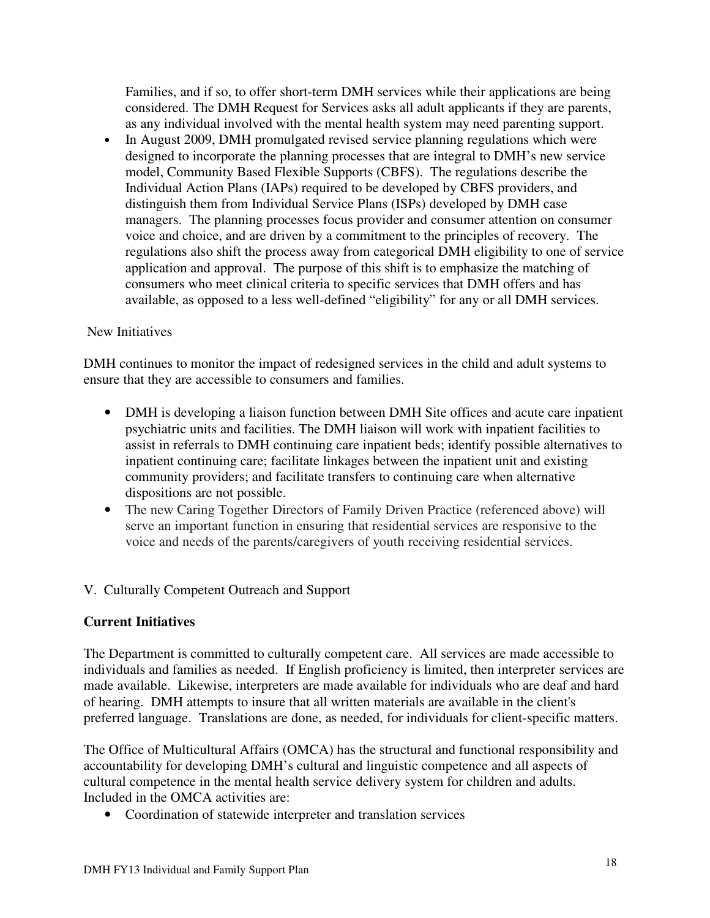Families, and if so, to offer short-term DMH services while their applications are being considered. The DMH Request for Services asks all adult applicants if they are parents, as any individual involved with the mental health system may need parenting support.

- In August 2009, DMH promulgated revised service planning regulations which were designed to incorporate the planning processes that are integral to DMH's new service model, Community Based Flexible Supports (CBFS). The regulations describe the Individual Action Plans (IAPs) required to be developed by CBFS providers, and distinguish them from Individual Service Plans (ISPs) developed by DMH case managers. The planning processes focus provider and consumer attention on consumer voice and choice, and are driven by a commitment to the principles of recovery. The regulations also shift the process away from categorical DMH eligibility to one of service application and approval. The purpose of this shift is to emphasize the matching of consumers who meet clinical criteria to specific services that DMH offers and has available, as opposed to a less well-defined "eligibility" for any or all DMH services.

New Initiatives

DMH continues to monitor the impact of redesigned services in the child and adult systems to ensure that they are accessible to consumers and families.

- DMH is developing a liaison function between DMH Site offices and acute care inpatient psychiatric units and facilities. The DMH liaison will work with inpatient facilities to assist in referrals to DMH continuing care inpatient beds; identify possible alternatives to inpatient continuing care; facilitate linkages between the inpatient unit and existing community providers; and facilitate transfers to continuing care when alternative dispositions are not possible.
- The new Caring Together Directors of Family Driven Practice (referenced above) will serve an important function in ensuring that residential services are responsive to the voice and needs of the parents/caregivers of youth receiving residential services.

## V. Culturally Competent Outreach and Support

### Current Initiatives

The Department is committed to culturally competent care. All services are made accessible to individuals and families as needed. If English proficiency is limited, then interpreter services are made available. Likewise, interpreters are made available for individuals who are deaf and hard of hearing. DMH attempts to insure that all written materials are available in the client's preferred language. Translations are done, as needed, for individuals for client-specific matters.

The Office of Multicultural Affairs (OMCA) has the structural and functional responsibility and accountability for developing DMH's cultural and linguistic competence and all aspects of cultural competence in the mental health service delivery system for children and adults. Included in the OMCA activities are:

- Coordination of statewide interpreter and translation services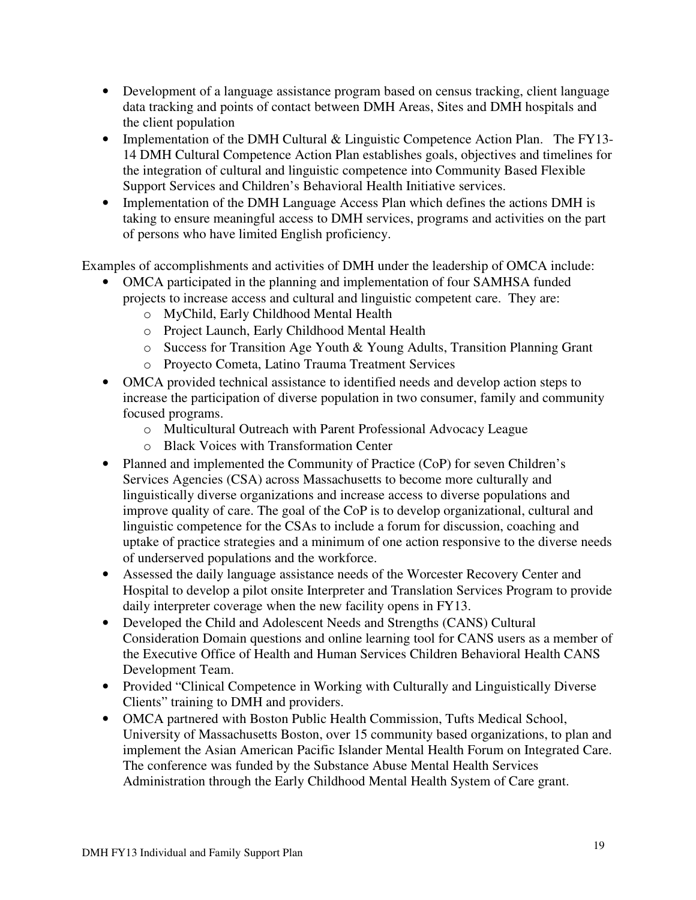- Development of a language assistance program based on census tracking, client language data tracking and points of contact between DMH Areas, Sites and DMH hospitals and the client population
- Implementation of the DMH Cultural & Linguistic Competence Action Plan. The FY13-14 DMH Cultural Competence Action Plan establishes goals, objectives and timelines for the integration of cultural and linguistic competence into Community Based Flexible Support Services and Children's Behavioral Health Initiative services.
- Implementation of the DMH Language Access Plan which defines the actions DMH is taking to ensure meaningful access to DMH services, programs and activities on the part of persons who have limited English proficiency.

Examples of accomplishments and activities of DMH under the leadership of OMCA include:

- OMCA participated in the planning and implementation of four SAMHSA funded projects to increase access and cultural and linguistic competent care. They are:
  - MyChild, Early Childhood Mental Health
  - Project Launch, Early Childhood Mental Health
  - Success for Transition Age Youth & Young Adults, Transition Planning Grant
  - Proyecto Cometa, Latino Trauma Treatment Services
- OMCA provided technical assistance to identified needs and develop action steps to increase the participation of diverse population in two consumer, family and community focused programs.
  - Multicultural Outreach with Parent Professional Advocacy League
  - Black Voices with Transformation Center
- Planned and implemented the Community of Practice (CoP) for seven Children's Services Agencies (CSA) across Massachusetts to become more culturally and linguistically diverse organizations and increase access to diverse populations and improve quality of care. The goal of the CoP is to develop organizational, cultural and linguistic competence for the CSAs to include a forum for discussion, coaching and uptake of practice strategies and a minimum of one action responsive to the diverse needs of underserved populations and the workforce.
- Assessed the daily language assistance needs of the Worcester Recovery Center and Hospital to develop a pilot onsite Interpreter and Translation Services Program to provide daily interpreter coverage when the new facility opens in FY13.
- Developed the Child and Adolescent Needs and Strengths (CANS) Cultural Consideration Domain questions and online learning tool for CANS users as a member of the Executive Office of Health and Human Services Children Behavioral Health CANS Development Team.
- Provided "Clinical Competence in Working with Culturally and Linguistically Diverse Clients" training to DMH and providers.
- OMCA partnered with Boston Public Health Commission, Tufts Medical School, University of Massachusetts Boston, over 15 community based organizations, to plan and implement the Asian American Pacific Islander Mental Health Forum on Integrated Care. The conference was funded by the Substance Abuse Mental Health Services Administration through the Early Childhood Mental Health System of Care grant.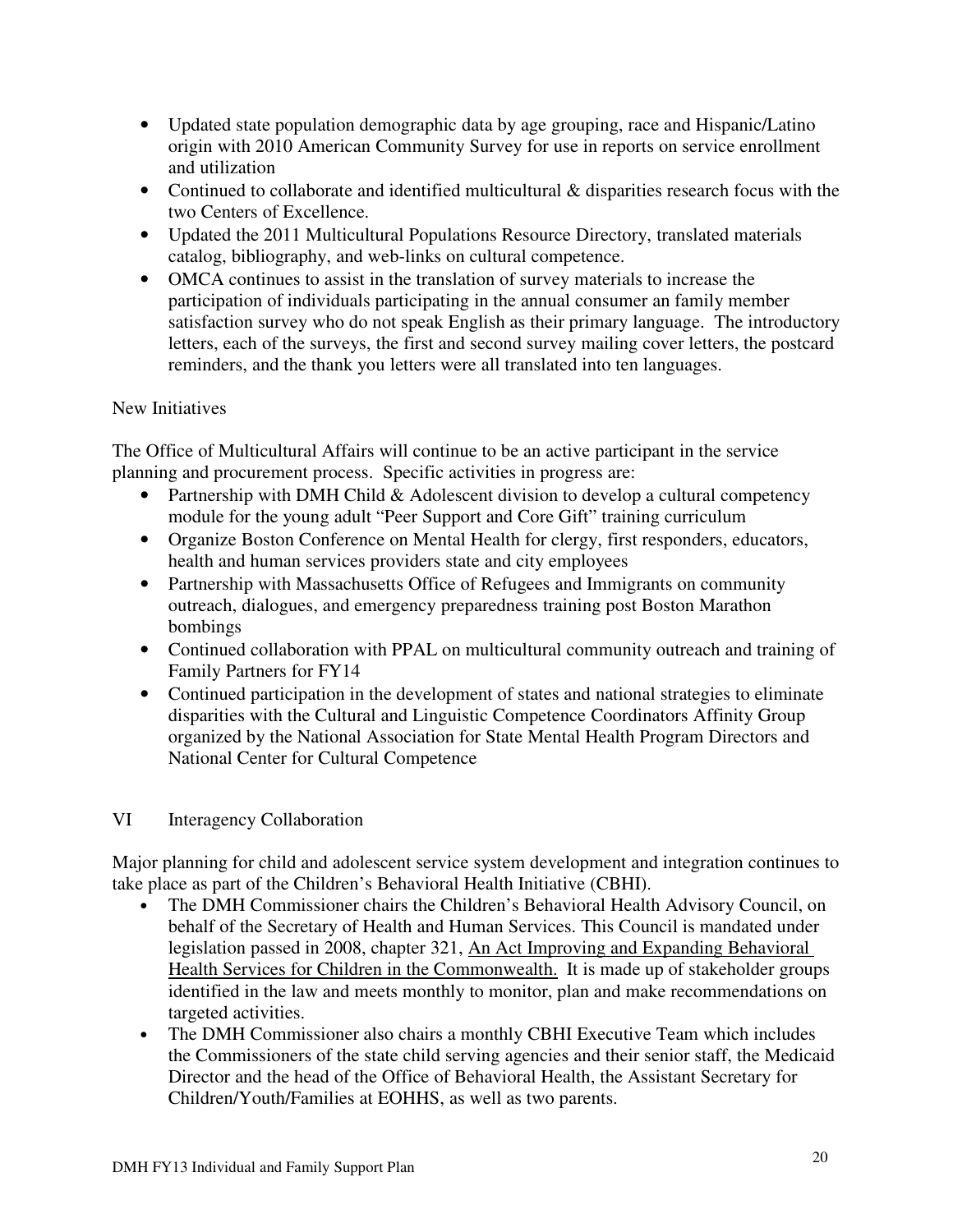- Updated state population demographic data by age grouping, race and Hispanic/Latino origin with 2010 American Community Survey for use in reports on service enrollment and utilization
- Continued to collaborate and identified multicultural & disparities research focus with the two Centers of Excellence.
- Updated the 2011 Multicultural Populations Resource Directory, translated materials catalog, bibliography, and web-links on cultural competence.
- OMCA continues to assist in the translation of survey materials to increase the participation of individuals participating in the annual consumer an family member satisfaction survey who do not speak English as their primary language. The introductory letters, each of the surveys, the first and second survey mailing cover letters, the postcard reminders, and the thank you letters were all translated into ten languages.

New Initiatives

The Office of Multicultural Affairs will continue to be an active participant in the service planning and procurement process. Specific activities in progress are:

- Partnership with DMH Child & Adolescent division to develop a cultural competency module for the young adult "Peer Support and Core Gift" training curriculum
- Organize Boston Conference on Mental Health for clergy, first responders, educators, health and human services providers state and city employees
- Partnership with Massachusetts Office of Refugees and Immigrants on community outreach, dialogues, and emergency preparedness training post Boston Marathon bombings
- Continued collaboration with PPAL on multicultural community outreach and training of Family Partners for FY14
- Continued participation in the development of states and national strategies to eliminate disparities with the Cultural and Linguistic Competence Coordinators Affinity Group organized by the National Association for State Mental Health Program Directors and National Center for Cultural Competence

## VI Interagency Collaboration

Major planning for child and adolescent service system development and integration continues to take place as part of the Children's Behavioral Health Initiative (CBHI).

- The DMH Commissioner chairs the Children's Behavioral Health Advisory Council, on behalf of the Secretary of Health and Human Services. This Council is mandated under legislation passed in 2008, chapter 321, An Act Improving and Expanding Behavioral Health Services for Children in the Commonwealth. It is made up of stakeholder groups identified in the law and meets monthly to monitor, plan and make recommendations on targeted activities.
- The DMH Commissioner also chairs a monthly CBHI Executive Team which includes the Commissioners of the state child serving agencies and their senior staff, the Medicaid Director and the head of the Office of Behavioral Health, the Assistant Secretary for Children/Youth/Families at EOHHS, as well as two parents.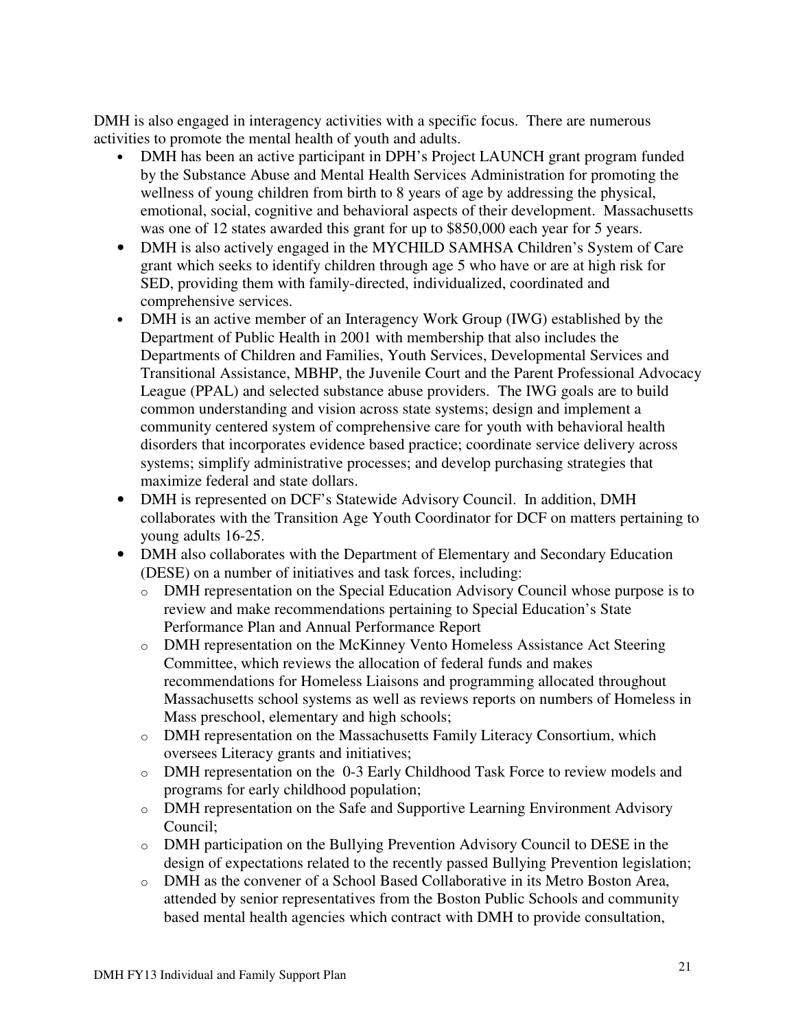DMH is also engaged in interagency activities with a specific focus. There are numerous activities to promote the mental health of youth and adults.

- DMH has been an active participant in DPH's Project LAUNCH grant program funded by the Substance Abuse and Mental Health Services Administration for promoting the wellness of young children from birth to 8 years of age by addressing the physical, emotional, social, cognitive and behavioral aspects of their development. Massachusetts was one of 12 states awarded this grant for up to $850,000 each year for 5 years.
- DMH is also actively engaged in the MYCHILD SAMHSA Children's System of Care grant which seeks to identify children through age 5 who have or are at high risk for SED, providing them with family-directed, individualized, coordinated and comprehensive services.
- DMH is an active member of an Interagency Work Group (IWG) established by the Department of Public Health in 2001 with membership that also includes the Departments of Children and Families, Youth Services, Developmental Services and Transitional Assistance, MBHP, the Juvenile Court and the Parent Professional Advocacy League (PPAL) and selected substance abuse providers. The IWG goals are to build common understanding and vision across state systems; design and implement a community centered system of comprehensive care for youth with behavioral health disorders that incorporates evidence based practice; coordinate service delivery across systems; simplify administrative processes; and develop purchasing strategies that maximize federal and state dollars.
- DMH is represented on DCF's Statewide Advisory Council. In addition, DMH collaborates with the Transition Age Youth Coordinator for DCF on matters pertaining to young adults 16-25.
- DMH also collaborates with the Department of Elementary and Secondary Education (DESE) on a number of initiatives and task forces, including:
  - DMH representation on the Special Education Advisory Council whose purpose is to review and make recommendations pertaining to Special Education's State Performance Plan and Annual Performance Report
  - DMH representation on the McKinney Vento Homeless Assistance Act Steering Committee, which reviews the allocation of federal funds and makes recommendations for Homeless Liaisons and programming allocated throughout Massachusetts school systems as well as reviews reports on numbers of Homeless in Mass preschool, elementary and high schools;
  - DMH representation on the Massachusetts Family Literacy Consortium, which oversees Literacy grants and initiatives;
  - DMH representation on the 0-3 Early Childhood Task Force to review models and programs for early childhood population;
  - DMH representation on the Safe and Supportive Learning Environment Advisory Council;
  - DMH participation on the Bullying Prevention Advisory Council to DESE in the design of expectations related to the recently passed Bullying Prevention legislation;
  - DMH as the convener of a School Based Collaborative in its Metro Boston Area, attended by senior representatives from the Boston Public Schools and community based mental health agencies which contract with DMH to provide consultation,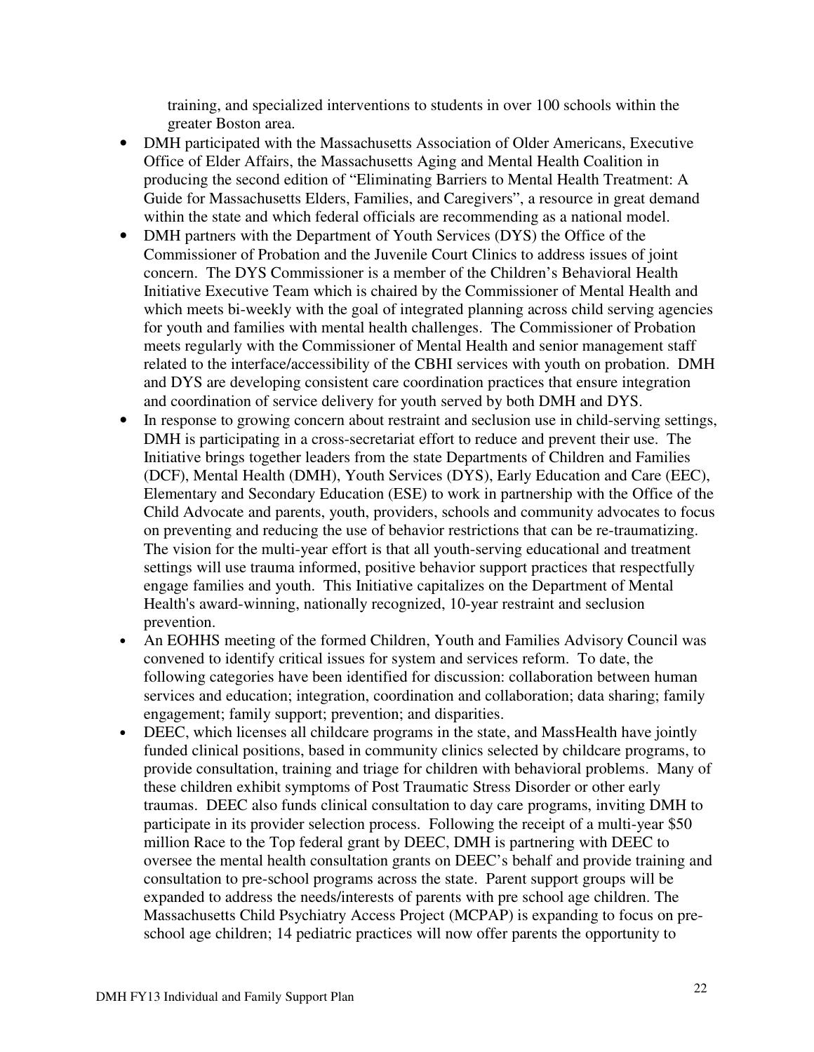training, and specialized interventions to students in over 100 schools within the greater Boston area.

- DMH participated with the Massachusetts Association of Older Americans, Executive Office of Elder Affairs, the Massachusetts Aging and Mental Health Coalition in producing the second edition of "Eliminating Barriers to Mental Health Treatment: A Guide for Massachusetts Elders, Families, and Caregivers", a resource in great demand within the state and which federal officials are recommending as a national model.
- DMH partners with the Department of Youth Services (DYS) the Office of the Commissioner of Probation and the Juvenile Court Clinics to address issues of joint concern. The DYS Commissioner is a member of the Children's Behavioral Health Initiative Executive Team which is chaired by the Commissioner of Mental Health and which meets bi-weekly with the goal of integrated planning across child serving agencies for youth and families with mental health challenges. The Commissioner of Probation meets regularly with the Commissioner of Mental Health and senior management staff related to the interface/accessibility of the CBHI services with youth on probation. DMH and DYS are developing consistent care coordination practices that ensure integration and coordination of service delivery for youth served by both DMH and DYS.
- In response to growing concern about restraint and seclusion use in child-serving settings, DMH is participating in a cross-secretariat effort to reduce and prevent their use. The Initiative brings together leaders from the state Departments of Children and Families (DCF), Mental Health (DMH), Youth Services (DYS), Early Education and Care (EEC), Elementary and Secondary Education (ESE) to work in partnership with the Office of the Child Advocate and parents, youth, providers, schools and community advocates to focus on preventing and reducing the use of behavior restrictions that can be re-traumatizing. The vision for the multi-year effort is that all youth-serving educational and treatment settings will use trauma informed, positive behavior support practices that respectfully engage families and youth. This Initiative capitalizes on the Department of Mental Health's award-winning, nationally recognized, 10-year restraint and seclusion prevention.
- An EOHHS meeting of the formed Children, Youth and Families Advisory Council was convened to identify critical issues for system and services reform. To date, the following categories have been identified for discussion: collaboration between human services and education; integration, coordination and collaboration; data sharing; family engagement; family support; prevention; and disparities.
- DEEC, which licenses all childcare programs in the state, and MassHealth have jointly funded clinical positions, based in community clinics selected by childcare programs, to provide consultation, training and triage for children with behavioral problems. Many of these children exhibit symptoms of Post Traumatic Stress Disorder or other early traumas. DEEC also funds clinical consultation to day care programs, inviting DMH to participate in its provider selection process. Following the receipt of a multi-year $50 million Race to the Top federal grant by DEEC, DMH is partnering with DEEC to oversee the mental health consultation grants on DEEC's behalf and provide training and consultation to pre-school programs across the state. Parent support groups will be expanded to address the needs/interests of parents with pre school age children. The Massachusetts Child Psychiatry Access Project (MCPAP) is expanding to focus on pre-school age children; 14 pediatric practices will now offer parents the opportunity to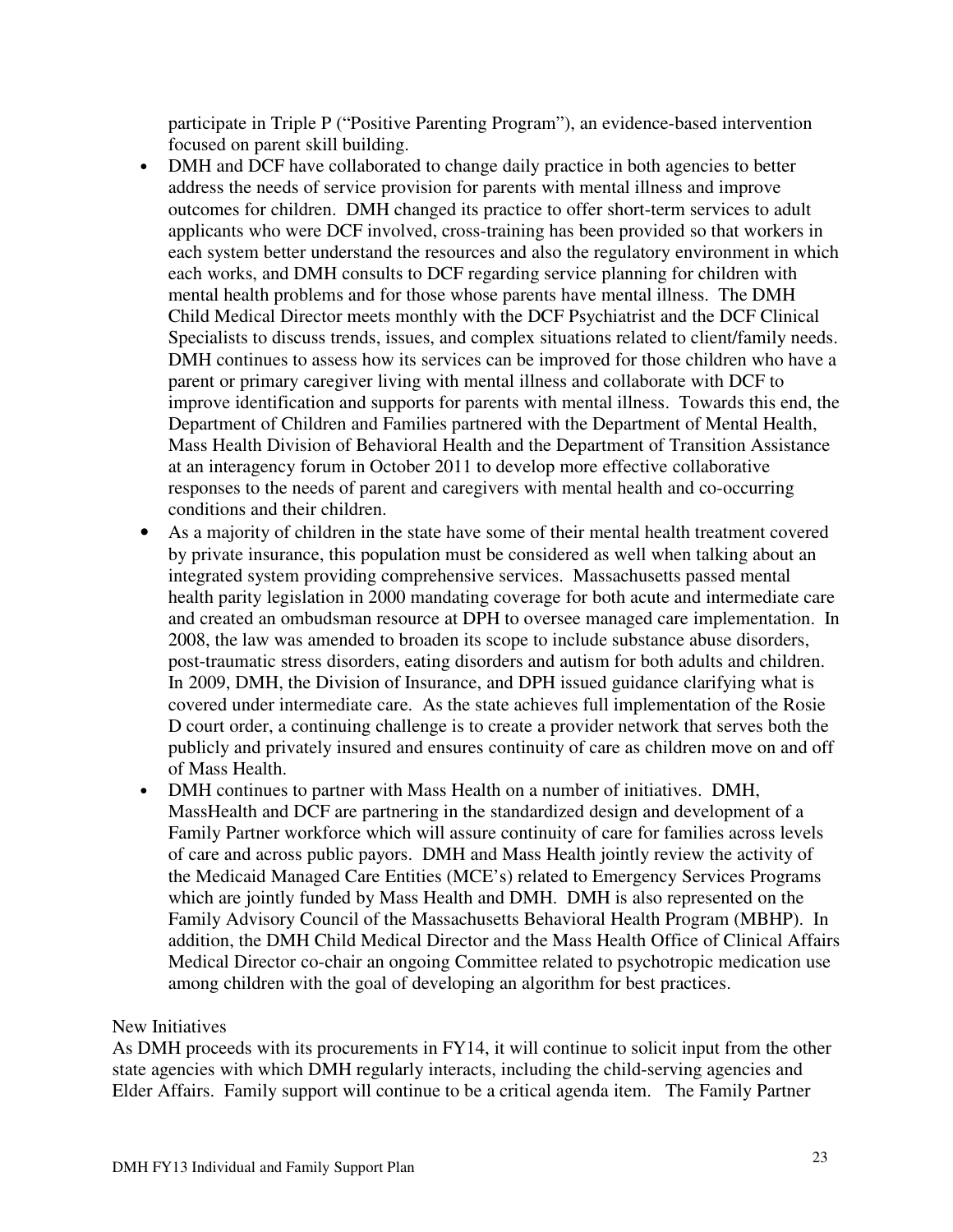participate in Triple P ("Positive Parenting Program"), an evidence-based intervention focused on parent skill building.

- DMH and DCF have collaborated to change daily practice in both agencies to better address the needs of service provision for parents with mental illness and improve outcomes for children. DMH changed its practice to offer short-term services to adult applicants who were DCF involved, cross-training has been provided so that workers in each system better understand the resources and also the regulatory environment in which each works, and DMH consults to DCF regarding service planning for children with mental health problems and for those whose parents have mental illness. The DMH Child Medical Director meets monthly with the DCF Psychiatrist and the DCF Clinical Specialists to discuss trends, issues, and complex situations related to client/family needs. DMH continues to assess how its services can be improved for those children who have a parent or primary caregiver living with mental illness and collaborate with DCF to improve identification and supports for parents with mental illness. Towards this end, the Department of Children and Families partnered with the Department of Mental Health, Mass Health Division of Behavioral Health and the Department of Transition Assistance at an interagency forum in October 2011 to develop more effective collaborative responses to the needs of parent and caregivers with mental health and co-occurring conditions and their children.
- As a majority of children in the state have some of their mental health treatment covered by private insurance, this population must be considered as well when talking about an integrated system providing comprehensive services. Massachusetts passed mental health parity legislation in 2000 mandating coverage for both acute and intermediate care and created an ombudsman resource at DPH to oversee managed care implementation. In 2008, the law was amended to broaden its scope to include substance abuse disorders, post-traumatic stress disorders, eating disorders and autism for both adults and children. In 2009, DMH, the Division of Insurance, and DPH issued guidance clarifying what is covered under intermediate care. As the state achieves full implementation of the Rosie D court order, a continuing challenge is to create a provider network that serves both the publicly and privately insured and ensures continuity of care as children move on and off of Mass Health.
- DMH continues to partner with Mass Health on a number of initiatives. DMH, MassHealth and DCF are partnering in the standardized design and development of a Family Partner workforce which will assure continuity of care for families across levels of care and across public payors. DMH and Mass Health jointly review the activity of the Medicaid Managed Care Entities (MCE's) related to Emergency Services Programs which are jointly funded by Mass Health and DMH. DMH is also represented on the Family Advisory Council of the Massachusetts Behavioral Health Program (MBHP). In addition, the DMH Child Medical Director and the Mass Health Office of Clinical Affairs Medical Director co-chair an ongoing Committee related to psychotropic medication use among children with the goal of developing an algorithm for best practices.

New Initiatives

As DMH proceeds with its procurements in FY14, it will continue to solicit input from the other state agencies with which DMH regularly interacts, including the child-serving agencies and Elder Affairs. Family support will continue to be a critical agenda item. The Family Partner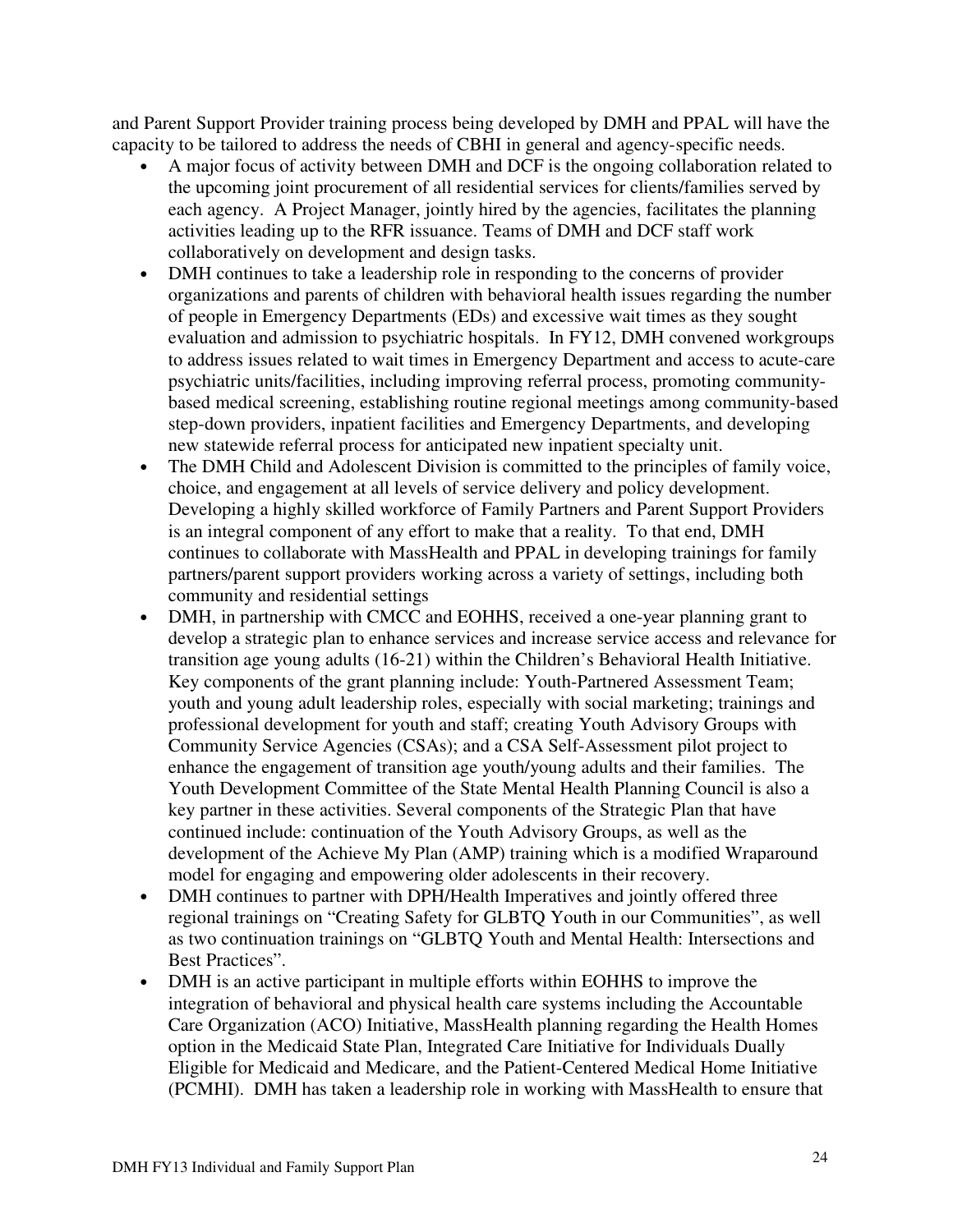and Parent Support Provider training process being developed by DMH and PPAL will have the capacity to be tailored to address the needs of CBHI in general and agency-specific needs.

- A major focus of activity between DMH and DCF is the ongoing collaboration related to the upcoming joint procurement of all residential services for clients/families served by each agency. A Project Manager, jointly hired by the agencies, facilitates the planning activities leading up to the RFR issuance. Teams of DMH and DCF staff work collaboratively on development and design tasks.
- DMH continues to take a leadership role in responding to the concerns of provider organizations and parents of children with behavioral health issues regarding the number of people in Emergency Departments (EDs) and excessive wait times as they sought evaluation and admission to psychiatric hospitals. In FY12, DMH convened workgroups to address issues related to wait times in Emergency Department and access to acute-care psychiatric units/facilities, including improving referral process, promoting community-based medical screening, establishing routine regional meetings among community-based step-down providers, inpatient facilities and Emergency Departments, and developing new statewide referral process for anticipated new inpatient specialty unit.
- The DMH Child and Adolescent Division is committed to the principles of family voice, choice, and engagement at all levels of service delivery and policy development. Developing a highly skilled workforce of Family Partners and Parent Support Providers is an integral component of any effort to make that a reality. To that end, DMH continues to collaborate with MassHealth and PPAL in developing trainings for family partners/parent support providers working across a variety of settings, including both community and residential settings
- DMH, in partnership with CMCC and EOHHS, received a one-year planning grant to develop a strategic plan to enhance services and increase service access and relevance for transition age young adults (16-21) within the Children's Behavioral Health Initiative. Key components of the grant planning include: Youth-Partnered Assessment Team; youth and young adult leadership roles, especially with social marketing; trainings and professional development for youth and staff; creating Youth Advisory Groups with Community Service Agencies (CSAs); and a CSA Self-Assessment pilot project to enhance the engagement of transition age youth/young adults and their families. The Youth Development Committee of the State Mental Health Planning Council is also a key partner in these activities. Several components of the Strategic Plan that have continued include: continuation of the Youth Advisory Groups, as well as the development of the Achieve My Plan (AMP) training which is a modified Wraparound model for engaging and empowering older adolescents in their recovery.
- DMH continues to partner with DPH/Health Imperatives and jointly offered three regional trainings on "Creating Safety for GLBTQ Youth in our Communities", as well as two continuation trainings on "GLBTQ Youth and Mental Health: Intersections and Best Practices".
- DMH is an active participant in multiple efforts within EOHHS to improve the integration of behavioral and physical health care systems including the Accountable Care Organization (ACO) Initiative, MassHealth planning regarding the Health Homes option in the Medicaid State Plan, Integrated Care Initiative for Individuals Dually Eligible for Medicaid and Medicare, and the Patient-Centered Medical Home Initiative (PCMHI). DMH has taken a leadership role in working with MassHealth to ensure that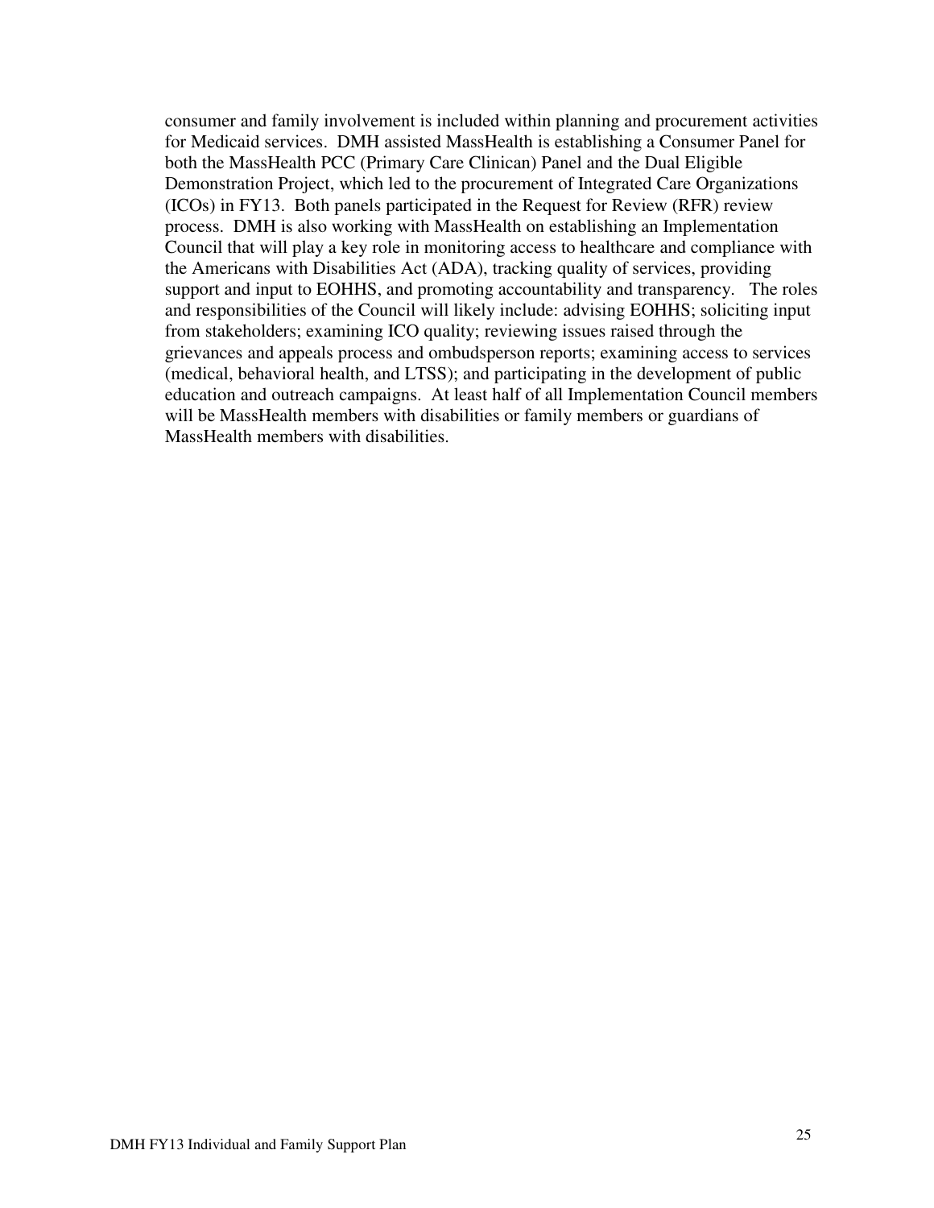consumer and family involvement is included within planning and procurement activities for Medicaid services. DMH assisted MassHealth is establishing a Consumer Panel for both the MassHealth PCC (Primary Care Clinican) Panel and the Dual Eligible Demonstration Project, which led to the procurement of Integrated Care Organizations (ICOs) in FY13. Both panels participated in the Request for Review (RFR) review process. DMH is also working with MassHealth on establishing an Implementation Council that will play a key role in monitoring access to healthcare and compliance with the Americans with Disabilities Act (ADA), tracking quality of services, providing support and input to EOHHS, and promoting accountability and transparency. The roles and responsibilities of the Council will likely include: advising EOHHS; soliciting input from stakeholders; examining ICO quality; reviewing issues raised through the grievances and appeals process and ombudsperson reports; examining access to services (medical, behavioral health, and LTSS); and participating in the development of public education and outreach campaigns. At least half of all Implementation Council members will be MassHealth members with disabilities or family members or guardians of MassHealth members with disabilities.